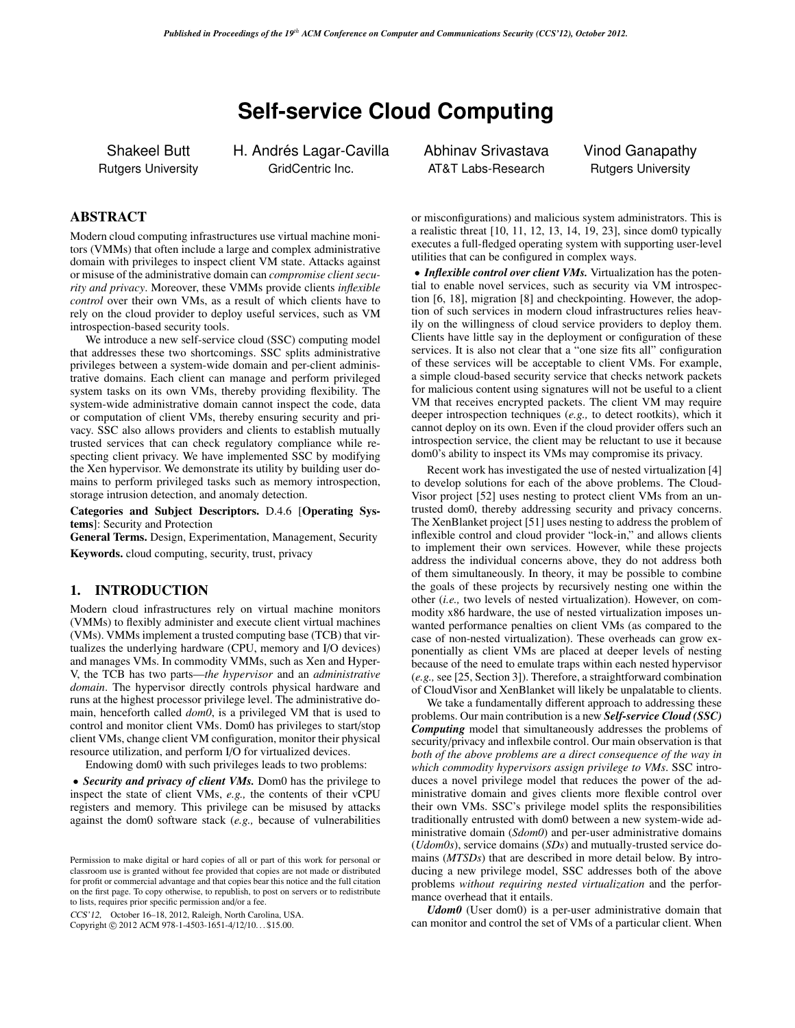# Self-service Cloud Computing

Shakeel Butt
Rutgers University

H. Andrés Lagar-Cavilla
GridCentric Inc.

Abhinav Srivastava
AT&T Labs-Research

Vinod Ganapathy
Rutgers University

## ABSTRACT

Modern cloud computing infrastructures use virtual machine monitors (VMMs) that often include a large and complex administrative domain with privileges to inspect client VM state. Attacks against or misuse of the administrative domain can *compromise client security and privacy*. Moreover, these VMMs provide clients *inflexible control* over their own VMs, as a result of which clients have to rely on the cloud provider to deploy useful services, such as VM introspection-based security tools.

We introduce a new self-service cloud (SSC) computing model that addresses these two shortcomings. SSC splits administrative privileges between a system-wide domain and per-client administrative domains. Each client can manage and perform privileged system tasks on its own VMs, thereby providing flexibility. The system-wide administrative domain cannot inspect the code, data or computation of client VMs, thereby ensuring security and privacy. SSC also allows providers and clients to establish mutually trusted services that can check regulatory compliance while respecting client privacy. We have implemented SSC by modifying the Xen hypervisor. We demonstrate its utility by building user domains to perform privileged tasks such as memory introspection, storage intrusion detection, and anomaly detection.

**Categories and Subject Descriptors.** D.4.6 [**Operating Systems**]: Security and Protection

**General Terms.** Design, Experimentation, Management, Security

**Keywords.** cloud computing, security, trust, privacy

## 1. INTRODUCTION

Modern cloud infrastructures rely on virtual machine monitors (VMMs) to flexibly administer and execute client virtual machines (VMs). VMMs implement a trusted computing base (TCB) that virtualizes the underlying hardware (CPU, memory and I/O devices) and manages VMs. In commodity VMMs, such as Xen and Hyper-V, the TCB has two parts—*the hypervisor* and an *administrative domain*. The hypervisor directly controls physical hardware and runs at the highest processor privilege level. The administrative domain, henceforth called *dom0*, is a privileged VM that is used to control and monitor client VMs. Dom0 has privileges to start/stop client VMs, change client VM configuration, monitor their physical resource utilization, and perform I/O for virtualized devices.

Endowing dom0 with such privileges leads to two problems:

• ***Security and privacy of client VMs.*** Dom0 has the privilege to inspect the state of client VMs, *e.g.,* the contents of their vCPU registers and memory. This privilege can be misused by attacks against the dom0 software stack (*e.g.,* because of vulnerabilities or misconfigurations) and malicious system administrators. This is a realistic threat [10, 11, 12, 13, 14, 19, 23], since dom0 typically executes a full-fledged operating system with supporting user-level utilities that can be configured in complex ways.

• ***Inflexible control over client VMs.*** Virtualization has the potential to enable novel services, such as security via VM introspection [6, 18], migration [8] and checkpointing. However, the adoption of such services in modern cloud infrastructures relies heavily on the willingness of cloud service providers to deploy them. Clients have little say in the deployment or configuration of these services. It is also not clear that a "one size fits all" configuration of these services will be acceptable to client VMs. For example, a simple cloud-based security service that checks network packets for malicious content using signatures will not be useful to a client VM that receives encrypted packets. The client VM may require deeper introspection techniques (*e.g.,* to detect rootkits), which it cannot deploy on its own. Even if the cloud provider offers such an introspection service, the client may be reluctant to use it because dom0's ability to inspect its VMs may compromise its privacy.

Recent work has investigated the use of nested virtualization [4] to develop solutions for each of the above problems. The CloudVisor project [52] uses nesting to protect client VMs from an untrusted dom0, thereby addressing security and privacy concerns. The XenBlanket project [51] uses nesting to address the problem of inflexible control and cloud provider "lock-in," and allows clients to implement their own services. However, while these projects address the individual concerns above, they do not address both of them simultaneously. In theory, it may be possible to combine the goals of these projects by recursively nesting one within the other (*i.e.,* two levels of nested virtualization). However, on commodity x86 hardware, the use of nested virtualization imposes unwanted performance penalties on client VMs (as compared to the case of non-nested virtualization). These overheads can grow exponentially as client VMs are placed at deeper levels of nesting because of the need to emulate traps within each nested hypervisor (*e.g.,* see [25, Section 3]). Therefore, a straightforward combination of CloudVisor and XenBlanket will likely be unpalatable to clients.

We take a fundamentally different approach to addressing these problems. Our main contribution is a new ***Self-service Cloud (SSC) Computing*** model that simultaneously addresses the problems of security/privacy and inflexbile control. Our main observation is that *both of the above problems are a direct consequence of the way in which commodity hypervisors assign privilege to VMs*. SSC introduces a novel privilege model that reduces the power of the administrative domain and gives clients more flexible control over their own VMs. SSC's privilege model splits the responsibilities traditionally entrusted with dom0 between a new system-wide administrative domain (*Sdom0*) and per-user administrative domains (*Udom0s*), service domains (*SDs*) and mutually-trusted service domains (*MTSDs*) that are described in more detail below. By introducing a new privilege model, SSC addresses both of the above problems *without requiring nested virtualization* and the performance overhead that it entails.

***Udom0*** (User dom0) is a per-user administrative domain that can monitor and control the set of VMs of a particular client. When

Permission to make digital or hard copies of all or part of this work for personal or classroom use is granted without fee provided that copies are not made or distributed for profit or commercial advantage and that copies bear this notice and the full citation on the first page. To copy otherwise, to republish, to post on servers or to redistribute to lists, requires prior specific permission and/or a fee.

*CCS'12,* October 16–18, 2012, Raleigh, North Carolina, USA.
Copyright © 2012 ACM 978-1-4503-1651-4/12/10... $15.00.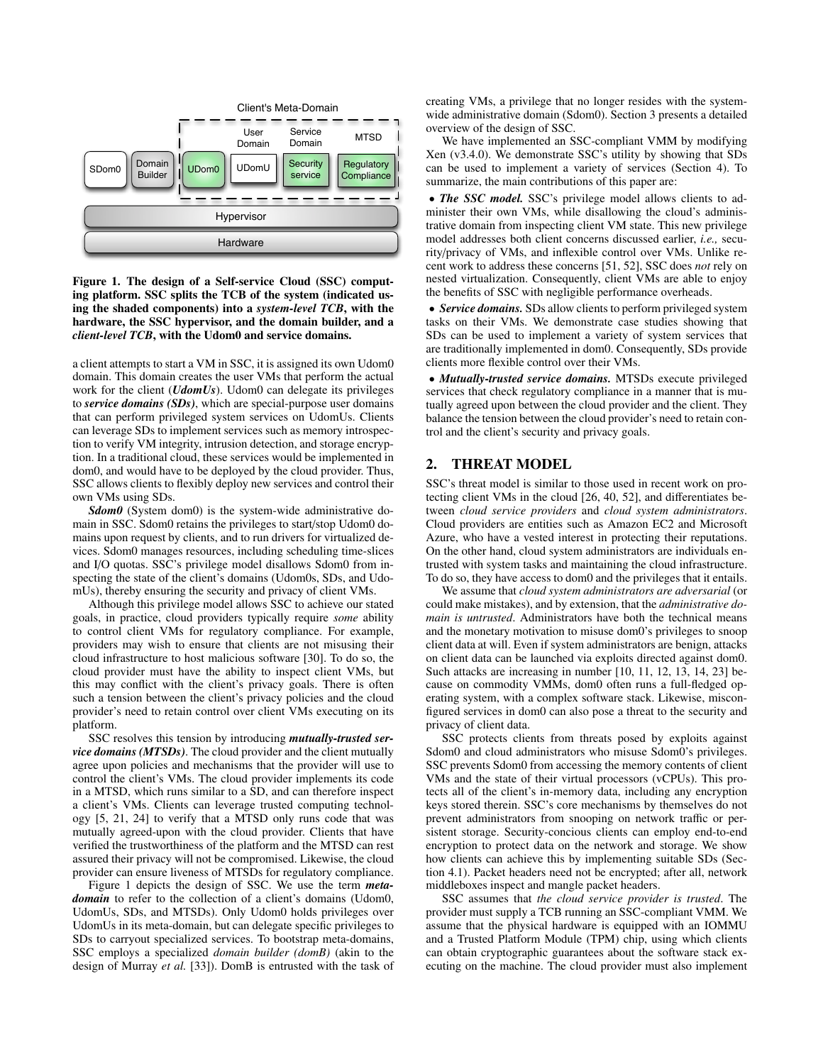Client's Meta-Domain

| SDom0 | Domain Builder | UDom0 | UDomU (User Domain) | Security service (Service Domain) | Regulatory Compliance (MTSD) |
|---|---|---|---|---|---|

Hypervisor

Hardware

**Figure 1. The design of a Self-service Cloud (SSC) computing platform. SSC splits the TCB of the system (indicated using the shaded components) into a *system-level TCB*, with the hardware, the SSC hypervisor, and the domain builder, and a *client-level TCB*, with the Udom0 and service domains.**

a client attempts to start a VM in SSC, it is assigned its own Udom0 domain. This domain creates the user VMs that perform the actual work for the client (***UdomUs***). Udom0 can delegate its privileges to ***service domains (SDs)***, which are special-purpose user domains that can perform privileged system services on UdomUs. Clients can leverage SDs to implement services such as memory introspection to verify VM integrity, intrusion detection, and storage encryption. In a traditional cloud, these services would be implemented in dom0, and would have to be deployed by the cloud provider. Thus, SSC allows clients to flexibly deploy new services and control their own VMs using SDs.

***Sdom0*** (System dom0) is the system-wide administrative domain in SSC. Sdom0 retains the privileges to start/stop Udom0 domains upon request by clients, and to run drivers for virtualized devices. Sdom0 manages resources, including scheduling time-slices and I/O quotas. SSC's privilege model disallows Sdom0 from inspecting the state of the client's domains (Udom0s, SDs, and UdomUs), thereby ensuring the security and privacy of client VMs.

Although this privilege model allows SSC to achieve our stated goals, in practice, cloud providers typically require *some* ability to control client VMs for regulatory compliance. For example, providers may wish to ensure that clients are not misusing their cloud infrastructure to host malicious software [30]. To do so, the cloud provider must have the ability to inspect client VMs, but this may conflict with the client's privacy goals. There is often such a tension between the client's privacy policies and the cloud provider's need to retain control over client VMs executing on its platform.

SSC resolves this tension by introducing ***mutually-trusted service domains (MTSDs)***. The cloud provider and the client mutually agree upon policies and mechanisms that the provider will use to control the client's VMs. The cloud provider implements its code in a MTSD, which runs similar to a SD, and can therefore inspect a client's VMs. Clients can leverage trusted computing technology [5, 21, 24] to verify that a MTSD only runs code that was mutually agreed-upon with the cloud provider. Clients that have verified the trustworthiness of the platform and the MTSD can rest assured their privacy will not be compromised. Likewise, the cloud provider can ensure liveness of MTSDs for regulatory compliance.

Figure 1 depicts the design of SSC. We use the term ***meta-domain*** to refer to the collection of a client's domains (Udom0, UdomUs, SDs, and MTSDs). Only Udom0 holds privileges over UdomUs in its meta-domain, but can delegate specific privileges to SDs to carryout specialized services. To bootstrap meta-domains, SSC employs a specialized *domain builder (domB)* (akin to the design of Murray *et al.* [33]). DomB is entrusted with the task of creating VMs, a privilege that no longer resides with the system-wide administrative domain (Sdom0). Section 3 presents a detailed overview of the design of SSC.

We have implemented an SSC-compliant VMM by modifying Xen (v3.4.0). We demonstrate SSC's utility by showing that SDs can be used to implement a variety of services (Section 4). To summarize, the main contributions of this paper are:

- ***The SSC model.*** SSC's privilege model allows clients to administer their own VMs, while disallowing the cloud's administrative domain from inspecting client VM state. This new privilege model addresses both client concerns discussed earlier, *i.e.,* security/privacy of VMs, and inflexible control over VMs. Unlike recent work to address these concerns [51, 52], SSC does *not* rely on nested virtualization. Consequently, client VMs are able to enjoy the benefits of SSC with negligible performance overheads.
- ***Service domains.*** SDs allow clients to perform privileged system tasks on their VMs. We demonstrate case studies showing that SDs can be used to implement a variety of system services that are traditionally implemented in dom0. Consequently, SDs provide clients more flexible control over their VMs.
- ***Mutually-trusted service domains.*** MTSDs execute privileged services that check regulatory compliance in a manner that is mutually agreed upon between the cloud provider and the client. They balance the tension between the cloud provider's need to retain control and the client's security and privacy goals.

## 2. THREAT MODEL

SSC's threat model is similar to those used in recent work on protecting client VMs in the cloud [26, 40, 52], and differentiates between *cloud service providers* and *cloud system administrators*. Cloud providers are entities such as Amazon EC2 and Microsoft Azure, who have a vested interest in protecting their reputations. On the other hand, cloud system administrators are individuals entrusted with system tasks and maintaining the cloud infrastructure. To do so, they have access to dom0 and the privileges that it entails.

We assume that *cloud system administrators are adversarial* (or could make mistakes), and by extension, that the *administrative domain is untrusted*. Administrators have both the technical means and the monetary motivation to misuse dom0's privileges to snoop client data at will. Even if system administrators are benign, attacks on client data can be launched via exploits directed against dom0. Such attacks are increasing in number [10, 11, 12, 13, 14, 23] because on commodity VMMs, dom0 often runs a full-fledged operating system, with a complex software stack. Likewise, misconfigured services in dom0 can also pose a threat to the security and privacy of client data.

SSC protects clients from threats posed by exploits against Sdom0 and cloud administrators who misuse Sdom0's privileges. SSC prevents Sdom0 from accessing the memory contents of client VMs and the state of their virtual processors (vCPUs). This protects all of the client's in-memory data, including any encryption keys stored therein. SSC's core mechanisms by themselves do not prevent administrators from snooping on network traffic or persistent storage. Security-concious clients can employ end-to-end encryption to protect data on the network and storage. We show how clients can achieve this by implementing suitable SDs (Section 4.1). Packet headers need not be encrypted; after all, network middleboxes inspect and mangle packet headers.

SSC assumes that *the cloud service provider is trusted*. The provider must supply a TCB running an SSC-compliant VMM. We assume that the physical hardware is equipped with an IOMMU and a Trusted Platform Module (TPM) chip, using which clients can obtain cryptographic guarantees about the software stack executing on the machine. The cloud provider must also implement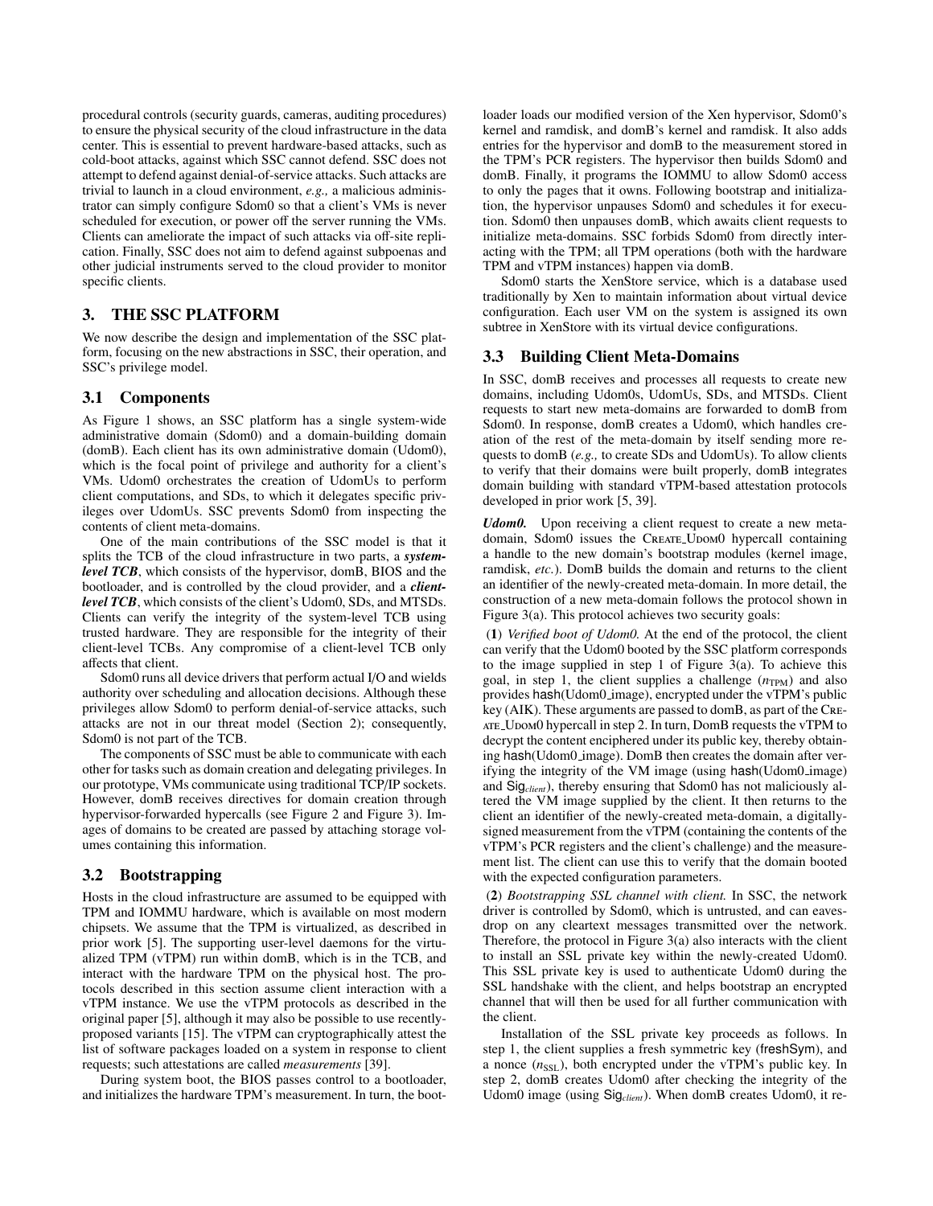procedural controls (security guards, cameras, auditing procedures) to ensure the physical security of the cloud infrastructure in the data center. This is essential to prevent hardware-based attacks, such as cold-boot attacks, against which SSC cannot defend. SSC does not attempt to defend against denial-of-service attacks. Such attacks are trivial to launch in a cloud environment, *e.g.,* a malicious administrator can simply configure Sdom0 so that a client's VMs is never scheduled for execution, or power off the server running the VMs. Clients can ameliorate the impact of such attacks via off-site replication. Finally, SSC does not aim to defend against subpoenas and other judicial instruments served to the cloud provider to monitor specific clients.

## 3. THE SSC PLATFORM

We now describe the design and implementation of the SSC platform, focusing on the new abstractions in SSC, their operation, and SSC's privilege model.

### 3.1 Components

As Figure 1 shows, an SSC platform has a single system-wide administrative domain (Sdom0) and a domain-building domain (domB). Each client has its own administrative domain (Udom0), which is the focal point of privilege and authority for a client's VMs. Udom0 orchestrates the creation of UdomUs to perform client computations, and SDs, to which it delegates specific privileges over UdomUs. SSC prevents Sdom0 from inspecting the contents of client meta-domains.

One of the main contributions of the SSC model is that it splits the TCB of the cloud infrastructure in two parts, a ***system-level TCB***, which consists of the hypervisor, domB, BIOS and the bootloader, and is controlled by the cloud provider, and a ***client-level TCB***, which consists of the client's Udom0, SDs, and MTSDs. Clients can verify the integrity of the system-level TCB using trusted hardware. They are responsible for the integrity of their client-level TCBs. Any compromise of a client-level TCB only affects that client.

Sdom0 runs all device drivers that perform actual I/O and wields authority over scheduling and allocation decisions. Although these privileges allow Sdom0 to perform denial-of-service attacks, such attacks are not in our threat model (Section 2); consequently, Sdom0 is not part of the TCB.

The components of SSC must be able to communicate with each other for tasks such as domain creation and delegating privileges. In our prototype, VMs communicate using traditional TCP/IP sockets. However, domB receives directives for domain creation through hypervisor-forwarded hypercalls (see Figure 2 and Figure 3). Images of domains to be created are passed by attaching storage volumes containing this information.

### 3.2 Bootstrapping

Hosts in the cloud infrastructure are assumed to be equipped with TPM and IOMMU hardware, which is available on most modern chipsets. We assume that the TPM is virtualized, as described in prior work [5]. The supporting user-level daemons for the virtualized TPM (vTPM) run within domB, which is in the TCB, and interact with the hardware TPM on the physical host. The protocols described in this section assume client interaction with a vTPM instance. We use the vTPM protocols as described in the original paper [5], although it may also be possible to use recently-proposed variants [15]. The vTPM can cryptographically attest the list of software packages loaded on a system in response to client requests; such attestations are called *measurements* [39].

During system boot, the BIOS passes control to a bootloader, and initializes the hardware TPM's measurement. In turn, the bootloader loads our modified version of the Xen hypervisor, Sdom0's kernel and ramdisk, and domB's kernel and ramdisk. It also adds entries for the hypervisor and domB to the measurement stored in the TPM's PCR registers. The hypervisor then builds Sdom0 and domB. Finally, it programs the IOMMU to allow Sdom0 access to only the pages that it owns. Following bootstrap and initialization, the hypervisor unpauses Sdom0 and schedules it for execution. Sdom0 then unpauses domB, which awaits client requests to initialize meta-domains. SSC forbids Sdom0 from directly interacting with the TPM; all TPM operations (both with the hardware TPM and vTPM instances) happen via domB.

Sdom0 starts the XenStore service, which is a database used traditionally by Xen to maintain information about virtual device configuration. Each user VM on the system is assigned its own subtree in XenStore with its virtual device configurations.

### 3.3 Building Client Meta-Domains

In SSC, domB receives and processes all requests to create new domains, including Udom0s, UdomUs, SDs, and MTSDs. Client requests to start new meta-domains are forwarded to domB from Sdom0. In response, domB creates a Udom0, which handles creation of the rest of the meta-domain by itself sending more requests to domB (*e.g.,* to create SDs and UdomUs). To allow clients to verify that their domains were built properly, domB integrates domain building with standard vTPM-based attestation protocols developed in prior work [5, 39].

***Udom0.*** Upon receiving a client request to create a new meta-domain, Sdom0 issues the CREATE_UDOM0 hypercall containing a handle to the new domain's bootstrap modules (kernel image, ramdisk, *etc.*). DomB builds the domain and returns to the client an identifier of the newly-created meta-domain. In more detail, the construction of a new meta-domain follows the protocol shown in Figure 3(a). This protocol achieves two security goals:

(**1**) *Verified boot of Udom0.* At the end of the protocol, the client can verify that the Udom0 booted by the SSC platform corresponds to the image supplied in step 1 of Figure 3(a). To achieve this goal, in step 1, the client supplies a challenge ($n_{\text{TPM}}$) and also provides hash(Udom0_image), encrypted under the vTPM's public key (AIK). These arguments are passed to domB, as part of the CREATE_UDOM0 hypercall in step 2. In turn, DomB requests the vTPM to decrypt the content enciphered under its public key, thereby obtaining hash(Udom0_image). DomB then creates the domain after verifying the integrity of the VM image (using hash(Udom0_image) and $\text{Sig}_{client}$), thereby ensuring that Sdom0 has not maliciously altered the VM image supplied by the client. It then returns to the client an identifier of the newly-created meta-domain, a digitally-signed measurement from the vTPM (containing the contents of the vTPM's PCR registers and the client's challenge) and the measurement list. The client can use this to verify that the domain booted with the expected configuration parameters.

(**2**) *Bootstrapping SSL channel with client.* In SSC, the network driver is controlled by Sdom0, which is untrusted, and can eavesdrop on any cleartext messages transmitted over the network. Therefore, the protocol in Figure 3(a) also interacts with the client to install an SSL private key within the newly-created Udom0. This SSL private key is used to authenticate Udom0 during the SSL handshake with the client, and helps bootstrap an encrypted channel that will then be used for all further communication with the client.

Installation of the SSL private key proceeds as follows. In step 1, the client supplies a fresh symmetric key (freshSym), and a nonce ($n_{\text{SSL}}$), both encrypted under the vTPM's public key. In step 2, domB creates Udom0 after checking the integrity of the Udom0 image (using $\text{Sig}_{client}$). When domB creates Udom0, it re-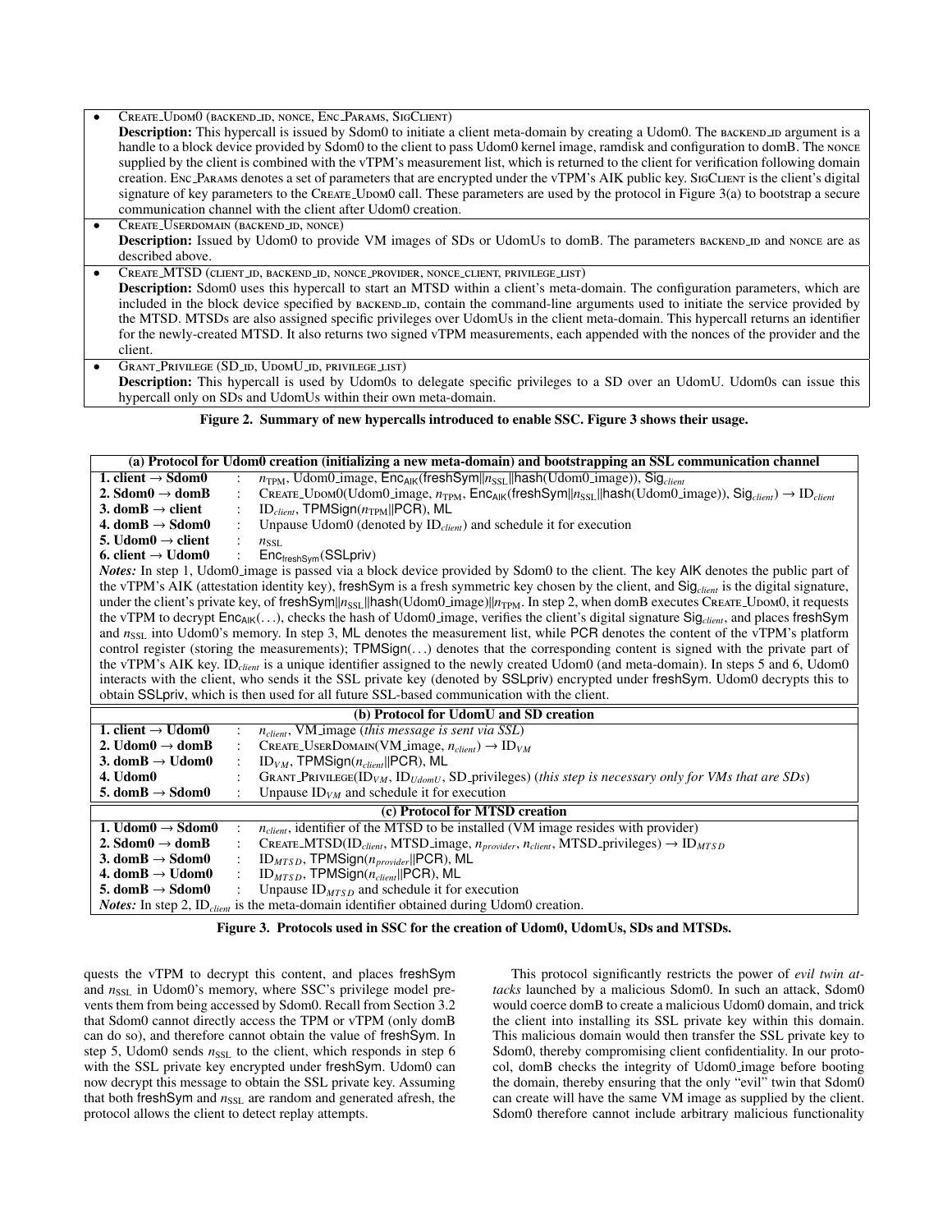- CREATE_UDOM0 (BACKEND_ID, NONCE, ENC_PARAMS, SIGCLIENT)
  **Description:** This hypercall is issued by Sdom0 to initiate a client meta-domain by creating a Udom0. The BACKEND_ID argument is a handle to a block device provided by Sdom0 to the client to pass Udom0 kernel image, ramdisk and configuration to domB. The NONCE supplied by the client is combined with the vTPM's measurement list, which is returned to the client for verification following domain creation. ENC_PARAMS denotes a set of parameters that are encrypted under the vTPM's AIK public key. SIGCLIENT is the client's digital signature of key parameters to the CREATE_UDOM0 call. These parameters are used by the protocol in Figure 3(a) to bootstrap a secure communication channel with the client after Udom0 creation.
- CREATE_USERDOMAIN (BACKEND_ID, NONCE)
  **Description:** Issued by Udom0 to provide VM images of SDs or UdomUs to domB. The parameters BACKEND_ID and NONCE are as described above.
- CREATE_MTSD (CLIENT_ID, BACKEND_ID, NONCE_PROVIDER, NONCE_CLIENT, PRIVILEGE_LIST)
  **Description:** Sdom0 uses this hypercall to start an MTSD within a client's meta-domain. The configuration parameters, which are included in the block device specified by BACKEND_ID, contain the command-line arguments used to initiate the service provided by the MTSD. MTSDs are also assigned specific privileges over UdomUs in the client meta-domain. This hypercall returns an identifier for the newly-created MTSD. It also returns two signed vTPM measurements, each appended with the nonces of the provider and the client.
- GRANT_PRIVILEGE (SD_ID, UDOMU_ID, PRIVILEGE_LIST)
  **Description:** This hypercall is used by Udom0s to delegate specific privileges to a SD over an UdomU. Udom0s can issue this hypercall only on SDs and UdomUs within their own meta-domain.

**Figure 2. Summary of new hypercalls introduced to enable SSC. Figure 3 shows their usage.**

| (a) Protocol for Udom0 creation (initializing a new meta-domain) and bootstrapping an SSL communication channel | | |
|---|---|---|
| **1. client → Sdom0** | : | $n_{TPM}$, Udom0_image, $\mathsf{Enc}_{\mathsf{AIK}}$(freshSym$\|\|n_{SSL}\|\|$hash(Udom0_image)), $\mathsf{Sig}_{client}$ |
| **2. Sdom0 → domB** | : | CREATE_UDOM0(Udom0_image, $n_{TPM}$, $\mathsf{Enc}_{\mathsf{AIK}}$(freshSym$\|\|n_{SSL}\|\|$hash(Udom0_image)), $\mathsf{Sig}_{client}$) → $\mathrm{ID}_{client}$ |
| **3. domB → client** | : | $\mathrm{ID}_{client}$, TPMSign($n_{TPM}\|\|$PCR), ML |
| **4. domB → Sdom0** | : | Unpause Udom0 (denoted by $\mathrm{ID}_{client}$) and schedule it for execution |
| **5. Udom0 → client** | : | $n_{SSL}$ |
| **6. client → Udom0** | : | $\mathsf{Enc}_{\mathsf{freshSym}}$(SSLpriv) |

*Notes:* In step 1, Udom0_image is passed via a block device provided by Sdom0 to the client. The key AIK denotes the public part of the vTPM's AIK (attestation identity key), freshSym is a fresh symmetric key chosen by the client, and $\mathsf{Sig}_{client}$ is the digital signature, under the client's private key, of freshSym$||n_{SSL}||$hash(Udom0_image)$||n_{TPM}$. In step 2, when domB executes CREATE_UDOM0, it requests the vTPM to decrypt $\mathsf{Enc}_{\mathsf{AIK}}(\ldots)$, checks the hash of Udom0_image, verifies the client's digital signature $\mathsf{Sig}_{client}$, and places freshSym and $n_{SSL}$ into Udom0's memory. In step 3, ML denotes the measurement list, while PCR denotes the content of the vTPM's platform control register (storing the measurements); TPMSign(...) denotes that the corresponding content is signed with the private part of the vTPM's AIK key. $\mathrm{ID}_{client}$ is a unique identifier assigned to the newly created Udom0 (and meta-domain). In steps 5 and 6, Udom0 interacts with the client, who sends it the SSL private key (denoted by SSLpriv) encrypted under freshSym. Udom0 decrypts this to obtain SSLpriv, which is then used for all future SSL-based communication with the client.

| (b) Protocol for UdomU and SD creation | | |
|---|---|---|
| **1. client → Udom0** | : | $n_{client}$, VM_image (*this message is sent via SSL*) |
| **2. Udom0 → domB** | : | CREATE_USERDOMAIN(VM_image, $n_{client}$) → $\mathrm{ID}_{VM}$ |
| **3. domB → Udom0** | : | $\mathrm{ID}_{VM}$, TPMSign($n_{client}\|\|$PCR), ML |
| **4. Udom0** | : | GRANT_PRIVILEGE($\mathrm{ID}_{VM}$, $\mathrm{ID}_{UdomU}$, SD_privileges) (*this step is necessary only for VMs that are SDs*) |
| **5. domB → Sdom0** | : | Unpause $\mathrm{ID}_{VM}$ and schedule it for execution |

| (c) Protocol for MTSD creation | | |
|---|---|---|
| **1. Udom0 → Sdom0** | : | $n_{client}$, identifier of the MTSD to be installed (VM image resides with provider) |
| **2. Sdom0 → domB** | : | CREATE_MTSD($\mathrm{ID}_{client}$, MTSD_image, $n_{provider}$, $n_{client}$, MTSD_privileges) → $\mathrm{ID}_{MTSD}$ |
| **3. domB → Sdom0** | : | $\mathrm{ID}_{MTSD}$, TPMSign($n_{provider}\|\|$PCR), ML |
| **4. domB → Udom0** | : | $\mathrm{ID}_{MTSD}$, TPMSign($n_{client}\|\|$PCR), ML |
| **5. domB → Sdom0** | : | Unpause $\mathrm{ID}_{MTSD}$ and schedule it for execution |

*Notes:* In step 2, $\mathrm{ID}_{client}$ is the meta-domain identifier obtained during Udom0 creation.

**Figure 3. Protocols used in SSC for the creation of Udom0, UdomUs, SDs and MTSDs.**

quests the vTPM to decrypt this content, and places freshSym and $n_{SSL}$ in Udom0's memory, where SSC's privilege model prevents them from being accessed by Sdom0. Recall from Section 3.2 that Sdom0 cannot directly access the TPM or vTPM (only domB can do so), and therefore cannot obtain the value of freshSym. In step 5, Udom0 sends $n_{SSL}$ to the client, which responds in step 6 with the SSL private key encrypted under freshSym. Udom0 can now decrypt this message to obtain the SSL private key. Assuming that both freshSym and $n_{SSL}$ are random and generated afresh, the protocol allows the client to detect replay attempts.

This protocol significantly restricts the power of *evil twin attacks* launched by a malicious Sdom0. In such an attack, Sdom0 would coerce domB to create a malicious Udom0 domain, and trick the client into installing its SSL private key within this domain. This malicious domain would then transfer the SSL private key to Sdom0, thereby compromising client confidentiality. In our protocol, domB checks the integrity of Udom0_image before booting the domain, thereby ensuring that the only "evil" twin that Sdom0 can create will have the same VM image as supplied by the client. Sdom0 therefore cannot include arbitrary malicious functionality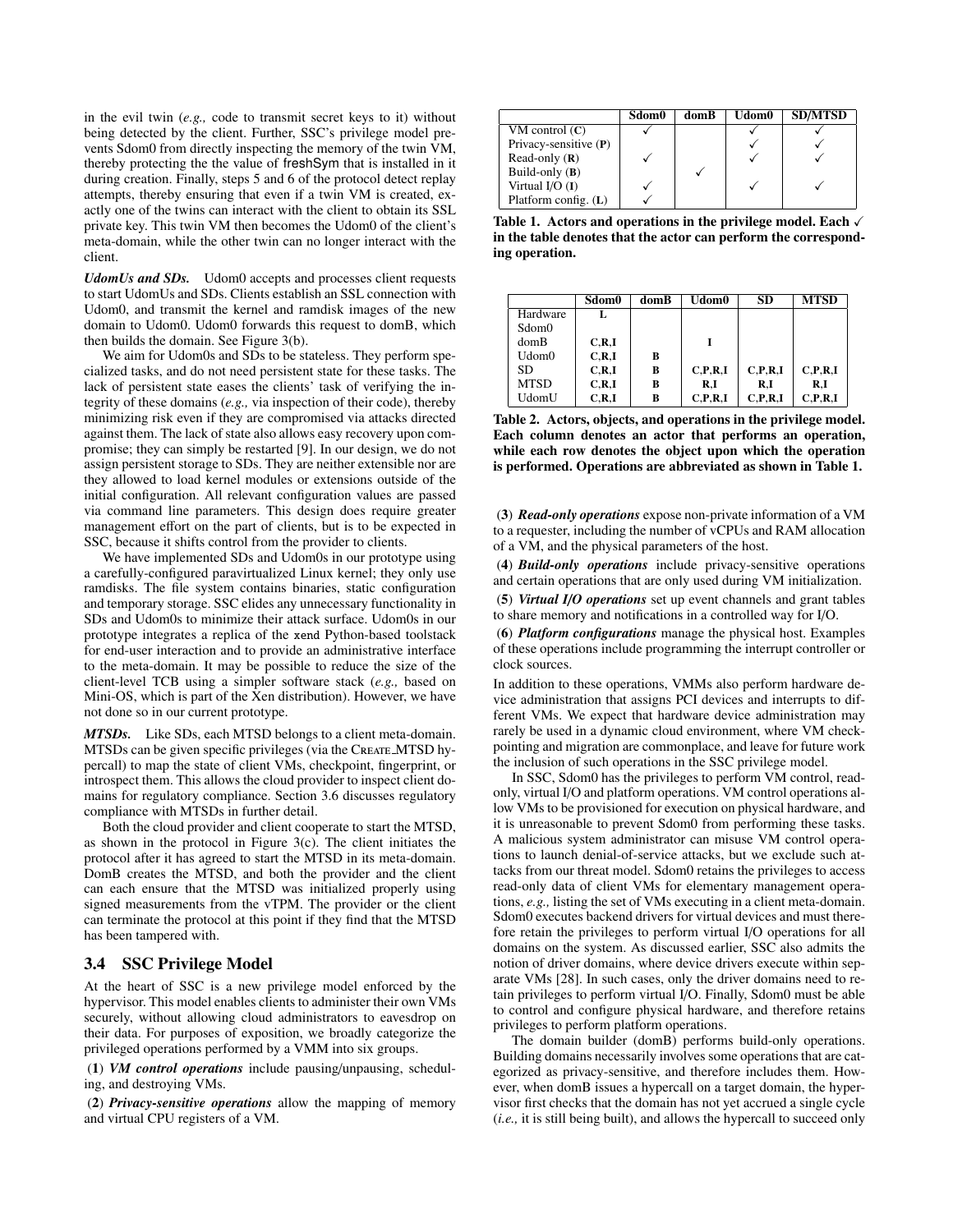in the evil twin (*e.g.,* code to transmit secret keys to it) without being detected by the client. Further, SSC's privilege model prevents Sdom0 from directly inspecting the memory of the twin VM, thereby protecting the the value of freshSym that is installed in it during creation. Finally, steps 5 and 6 of the protocol detect replay attempts, thereby ensuring that even if a twin VM is created, exactly one of the twins can interact with the client to obtain its SSL private key. This twin VM then becomes the Udom0 of the client's meta-domain, while the other twin can no longer interact with the client.

***UdomUs and SDs.*** Udom0 accepts and processes client requests to start UdomUs and SDs. Clients establish an SSL connection with Udom0, and transmit the kernel and ramdisk images of the new domain to Udom0. Udom0 forwards this request to domB, which then builds the domain. See Figure 3(b).

We aim for Udom0s and SDs to be stateless. They perform specialized tasks, and do not need persistent state for these tasks. The lack of persistent state eases the clients' task of verifying the integrity of these domains (*e.g.,* via inspection of their code), thereby minimizing risk even if they are compromised via attacks directed against them. The lack of state also allows easy recovery upon compromise; they can simply be restarted [9]. In our design, we do not assign persistent storage to SDs. They are neither extensible nor are they allowed to load kernel modules or extensions outside of the initial configuration. All relevant configuration values are passed via command line parameters. This design does require greater management effort on the part of clients, but is to be expected in SSC, because it shifts control from the provider to clients.

We have implemented SDs and Udom0s in our prototype using a carefully-configured paravirtualized Linux kernel; they only use ramdisks. The file system contains binaries, static configuration and temporary storage. SSC elides any unnecessary functionality in SDs and Udom0s to minimize their attack surface. Udom0s in our prototype integrates a replica of the xend Python-based toolstack for end-user interaction and to provide an administrative interface to the meta-domain. It may be possible to reduce the size of the client-level TCB using a simpler software stack (*e.g.,* based on Mini-OS, which is part of the Xen distribution). However, we have not done so in our current prototype.

***MTSDs.*** Like SDs, each MTSD belongs to a client meta-domain. MTSDs can be given specific privileges (via the CREATE_MTSD hypercall) to map the state of client VMs, checkpoint, fingerprint, or introspect them. This allows the cloud provider to inspect client domains for regulatory compliance. Section 3.6 discusses regulatory compliance with MTSDs in further detail.

Both the cloud provider and client cooperate to start the MTSD, as shown in the protocol in Figure 3(c). The client initiates the protocol after it has agreed to start the MTSD in its meta-domain. DomB creates the MTSD, and both the provider and the client can each ensure that the MTSD was initialized properly using signed measurements from the vTPM. The provider or the client can terminate the protocol at this point if they find that the MTSD has been tampered with.

## 3.4 SSC Privilege Model

At the heart of SSC is a new privilege model enforced by the hypervisor. This model enables clients to administer their own VMs securely, without allowing cloud administrators to eavesdrop on their data. For purposes of exposition, we broadly categorize the privileged operations performed by a VMM into six groups.

(**1**) ***VM control operations*** include pausing/unpausing, scheduling, and destroying VMs.

(**2**) ***Privacy-sensitive operations*** allow the mapping of memory and virtual CPU registers of a VM.

| | Sdom0 | domB | Udom0 | SD/MTSD |
|---|---|---|---|---|
| VM control (**C**) | ✓ | | ✓ | ✓ |
| Privacy-sensitive (**P**) | | | ✓ | ✓ |
| Read-only (**R**) | ✓ | | ✓ | ✓ |
| Build-only (**B**) | | ✓ | | |
| Virtual I/O (**I**) | ✓ | | ✓ | ✓ |
| Platform config. (**L**) | ✓ | | | |

**Table 1. Actors and operations in the privilege model. Each ✓ in the table denotes that the actor can perform the corresponding operation.**

| | Sdom0 | domB | Udom0 | SD | MTSD |
|---|---|---|---|---|---|
| Hardware | **L** | | | | |
| Sdom0 | | | | | |
| domB | **C,R,I** | | **I** | | |
| Udom0 | **C,R,I** | **B** | | | |
| SD | **C,R,I** | **B** | **C,P,R,I** | **C,P,R,I** | **C,P,R,I** |
| MTSD | **C,R,I** | **B** | **R,I** | **R,I** | **R,I** |
| UdomU | **C,R,I** | **B** | **C,P,R,I** | **C,P,R,I** | **C,P,R,I** |

**Table 2. Actors, objects, and operations in the privilege model. Each column denotes an actor that performs an operation, while each row denotes the object upon which the operation is performed. Operations are abbreviated as shown in Table 1.**

(**3**) ***Read-only operations*** expose non-private information of a VM to a requester, including the number of vCPUs and RAM allocation of a VM, and the physical parameters of the host.

(**4**) ***Build-only operations*** include privacy-sensitive operations and certain operations that are only used during VM initialization.

(**5**) ***Virtual I/O operations*** set up event channels and grant tables to share memory and notifications in a controlled way for I/O.

(**6**) ***Platform configurations*** manage the physical host. Examples of these operations include programming the interrupt controller or clock sources.

In addition to these operations, VMMs also perform hardware device administration that assigns PCI devices and interrupts to different VMs. We expect that hardware device administration may rarely be used in a dynamic cloud environment, where VM checkpointing and migration are commonplace, and leave for future work the inclusion of such operations in the SSC privilege model.

In SSC, Sdom0 has the privileges to perform VM control, read-only, virtual I/O and platform operations. VM control operations allow VMs to be provisioned for execution on physical hardware, and it is unreasonable to prevent Sdom0 from performing these tasks. A malicious system administrator can misuse VM control operations to launch denial-of-service attacks, but we exclude such attacks from our threat model. Sdom0 retains the privileges to access read-only data of client VMs for elementary management operations, *e.g.,* listing the set of VMs executing in a client meta-domain. Sdom0 executes backend drivers for virtual devices and must therefore retain the privileges to perform virtual I/O operations for all domains on the system. As discussed earlier, SSC also admits the notion of driver domains, where device drivers execute within separate VMs [28]. In such cases, only the driver domains need to retain privileges to perform virtual I/O. Finally, Sdom0 must be able to control and configure physical hardware, and therefore retains privileges to perform platform operations.

The domain builder (domB) performs build-only operations. Building domains necessarily involves some operations that are categorized as privacy-sensitive, and therefore includes them. However, when domB issues a hypercall on a target domain, the hypervisor first checks that the domain has not yet accrued a single cycle (*i.e.,* it is still being built), and allows the hypercall to succeed only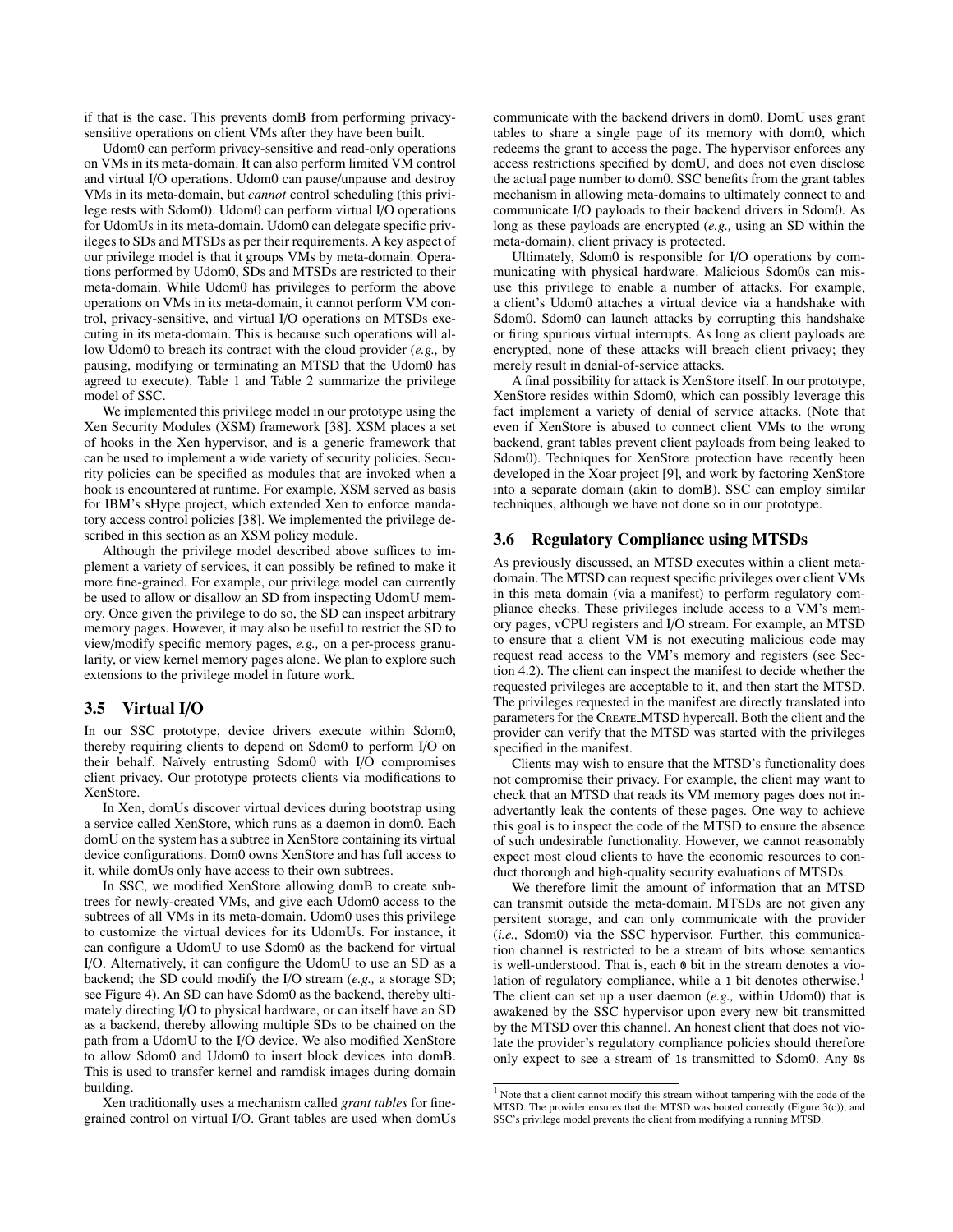if that is the case. This prevents domB from performing privacy-sensitive operations on client VMs after they have been built.

Udom0 can perform privacy-sensitive and read-only operations on VMs in its meta-domain. It can also perform limited VM control and virtual I/O operations. Udom0 can pause/unpause and destroy VMs in its meta-domain, but *cannot* control scheduling (this privilege rests with Sdom0). Udom0 can perform virtual I/O operations for UdomUs in its meta-domain. Udom0 can delegate specific privileges to SDs and MTSDs as per their requirements. A key aspect of our privilege model is that it groups VMs by meta-domain. Operations performed by Udom0, SDs and MTSDs are restricted to their meta-domain. While Udom0 has privileges to perform the above operations on VMs in its meta-domain, it cannot perform VM control, privacy-sensitive, and virtual I/O operations on MTSDs executing in its meta-domain. This is because such operations will allow Udom0 to breach its contract with the cloud provider (*e.g.,* by pausing, modifying or terminating an MTSD that the Udom0 has agreed to execute). Table 1 and Table 2 summarize the privilege model of SSC.

We implemented this privilege model in our prototype using the Xen Security Modules (XSM) framework [38]. XSM places a set of hooks in the Xen hypervisor, and is a generic framework that can be used to implement a wide variety of security policies. Security policies can be specified as modules that are invoked when a hook is encountered at runtime. For example, XSM served as basis for IBM's sHype project, which extended Xen to enforce mandatory access control policies [38]. We implemented the privilege described in this section as an XSM policy module.

Although the privilege model described above suffices to implement a variety of services, it can possibly be refined to make it more fine-grained. For example, our privilege model can currently be used to allow or disallow an SD from inspecting UdomU memory. Once given the privilege to do so, the SD can inspect arbitrary memory pages. However, it may also be useful to restrict the SD to view/modify specific memory pages, *e.g.,* on a per-process granularity, or view kernel memory pages alone. We plan to explore such extensions to the privilege model in future work.

### 3.5 Virtual I/O

In our SSC prototype, device drivers execute within Sdom0, thereby requiring clients to depend on Sdom0 to perform I/O on their behalf. Naïvely entrusting Sdom0 with I/O compromises client privacy. Our prototype protects clients via modifications to XenStore.

In Xen, domUs discover virtual devices during bootstrap using a service called XenStore, which runs as a daemon in dom0. Each domU on the system has a subtree in XenStore containing its virtual device configurations. Dom0 owns XenStore and has full access to it, while domUs only have access to their own subtrees.

In SSC, we modified XenStore allowing domB to create subtrees for newly-created VMs, and give each Udom0 access to the subtrees of all VMs in its meta-domain. Udom0 uses this privilege to customize the virtual devices for its UdomUs. For instance, it can configure a UdomU to use Sdom0 as the backend for virtual I/O. Alternatively, it can configure the UdomU to use an SD as a backend; the SD could modify the I/O stream (*e.g.,* a storage SD; see Figure 4). An SD can have Sdom0 as the backend, thereby ultimately directing I/O to physical hardware, or can itself have an SD as a backend, thereby allowing multiple SDs to be chained on the path from a UdomU to the I/O device. We also modified XenStore to allow Sdom0 and Udom0 to insert block devices into domB. This is used to transfer kernel and ramdisk images during domain building.

Xen traditionally uses a mechanism called *grant tables* for fine-grained control on virtual I/O. Grant tables are used when domUs communicate with the backend drivers in dom0. DomU uses grant tables to share a single page of its memory with dom0, which redeems the grant to access the page. The hypervisor enforces any access restrictions specified by domU, and does not even disclose the actual page number to dom0. SSC benefits from the grant tables mechanism in allowing meta-domains to ultimately connect to and communicate I/O payloads to their backend drivers in Sdom0. As long as these payloads are encrypted (*e.g.,* using an SD within the meta-domain), client privacy is protected.

Ultimately, Sdom0 is responsible for I/O operations by communicating with physical hardware. Malicious Sdom0s can misuse this privilege to enable a number of attacks. For example, a client's Udom0 attaches a virtual device via a handshake with Sdom0. Sdom0 can launch attacks by corrupting this handshake or firing spurious virtual interrupts. As long as client payloads are encrypted, none of these attacks will breach client privacy; they merely result in denial-of-service attacks.

A final possibility for attack is XenStore itself. In our prototype, XenStore resides within Sdom0, which can possibly leverage this fact implement a variety of denial of service attacks. (Note that even if XenStore is abused to connect client VMs to the wrong backend, grant tables prevent client payloads from being leaked to Sdom0). Techniques for XenStore protection have recently been developed in the Xoar project [9], and work by factoring XenStore into a separate domain (akin to domB). SSC can employ similar techniques, although we have not done so in our prototype.

### 3.6 Regulatory Compliance using MTSDs

As previously discussed, an MTSD executes within a client meta-domain. The MTSD can request specific privileges over client VMs in this meta domain (via a manifest) to perform regulatory compliance checks. These privileges include access to a VM's memory pages, vCPU registers and I/O stream. For example, an MTSD to ensure that a client VM is not executing malicious code may request read access to the VM's memory and registers (see Section 4.2). The client can inspect the manifest to decide whether the requested privileges are acceptable to it, and then start the MTSD. The privileges requested in the manifest are directly translated into parameters for the CREATE_MTSD hypercall. Both the client and the provider can verify that the MTSD was started with the privileges specified in the manifest.

Clients may wish to ensure that the MTSD's functionality does not compromise their privacy. For example, the client may want to check that an MTSD that reads its VM memory pages does not inadvertantly leak the contents of these pages. One way to achieve this goal is to inspect the code of the MTSD to ensure the absence of such undesirable functionality. However, we cannot reasonably expect most cloud clients to have the economic resources to conduct thorough and high-quality security evaluations of MTSDs.

We therefore limit the amount of information that an MTSD can transmit outside the meta-domain. MTSDs are not given any persitent storage, and can only communicate with the provider (*i.e.,* Sdom0) via the SSC hypervisor. Further, this communication channel is restricted to be a stream of bits whose semantics is well-understood. That is, each `0` bit in the stream denotes a violation of regulatory compliance, while a `1` bit denotes otherwise.[1] The client can set up a user daemon (*e.g.,* within Udom0) that is awakened by the SSC hypervisor upon every new bit transmitted by the MTSD over this channel. An honest client that does not violate the provider's regulatory compliance policies should therefore only expect to see a stream of `1`s transmitted to Sdom0. Any `0`s

[1] Note that a client cannot modify this stream without tampering with the code of the MTSD. The provider ensures that the MTSD was booted correctly (Figure 3(c)), and SSC's privilege model prevents the client from modifying a running MTSD.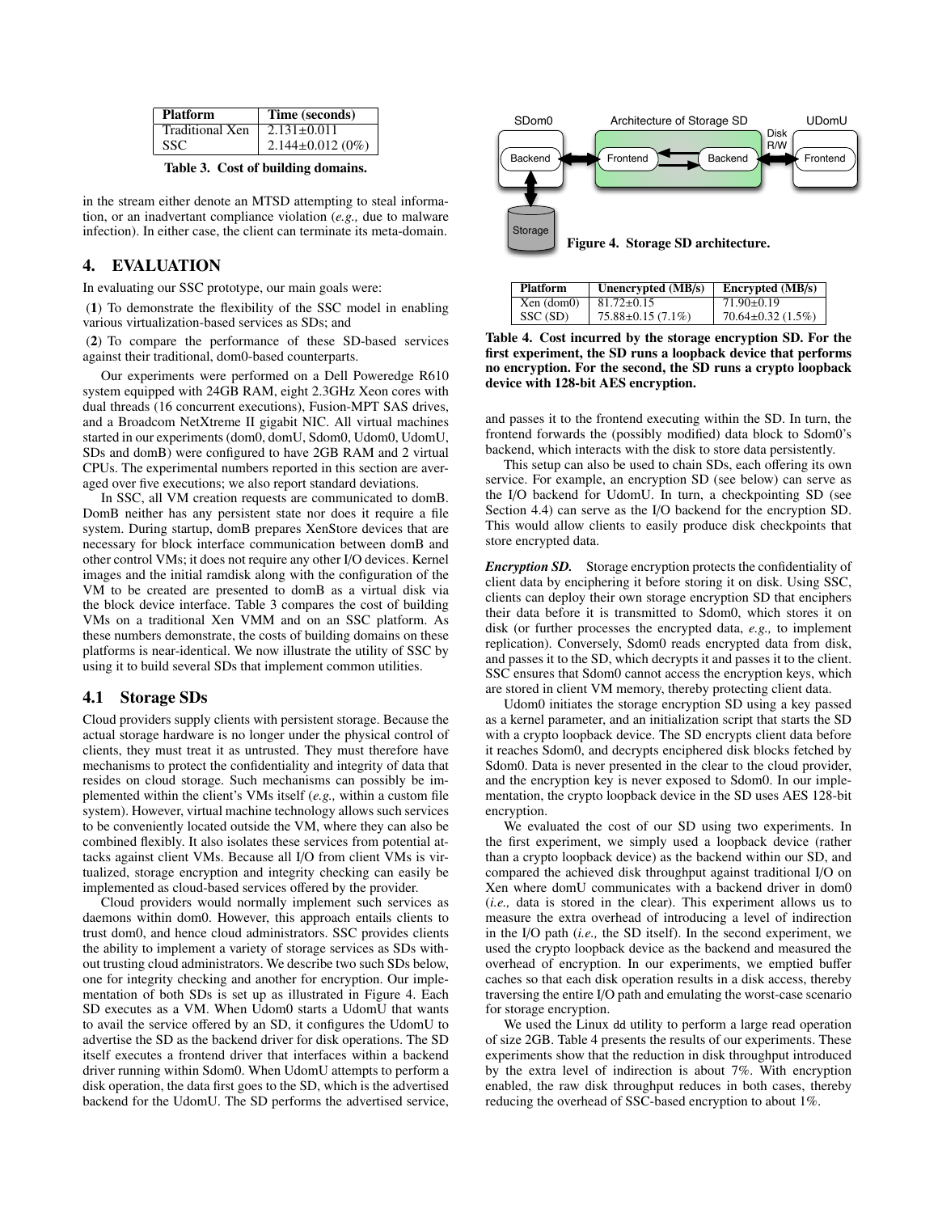| Platform | Time (seconds) |
|---|---|
| Traditional Xen | 2.131±0.011 |
| SSC | 2.144±0.012 (0%) |

**Table 3. Cost of building domains.**

in the stream either denote an MTSD attempting to steal information, or an inadvertant compliance violation (*e.g.,* due to malware infection). In either case, the client can terminate its meta-domain.

# 4. EVALUATION

In evaluating our SSC prototype, our main goals were:

(**1**) To demonstrate the flexibility of the SSC model in enabling various virtualization-based services as SDs; and

(**2**) To compare the performance of these SD-based services against their traditional, dom0-based counterparts.

Our experiments were performed on a Dell Poweredge R610 system equipped with 24GB RAM, eight 2.3GHz Xeon cores with dual threads (16 concurrent executions), Fusion-MPT SAS drives, and a Broadcom NetXtreme II gigabit NIC. All virtual machines started in our experiments (dom0, domU, Sdom0, Udom0, UdomU, SDs and domB) were configured to have 2GB RAM and 2 virtual CPUs. The experimental numbers reported in this section are averaged over five executions; we also report standard deviations.

In SSC, all VM creation requests are communicated to domB. DomB neither has any persistent state nor does it require a file system. During startup, domB prepares XenStore devices that are necessary for block interface communication between domB and other control VMs; it does not require any other I/O devices. Kernel images and the initial ramdisk along with the configuration of the VM to be created are presented to domB as a virtual disk via the block device interface. Table 3 compares the cost of building VMs on a traditional Xen VMM and on an SSC platform. As these numbers demonstrate, the costs of building domains on these platforms is near-identical. We now illustrate the utility of SSC by using it to build several SDs that implement common utilities.

## 4.1 Storage SDs

Cloud providers supply clients with persistent storage. Because the actual storage hardware is no longer under the physical control of clients, they must treat it as untrusted. They must therefore have mechanisms to protect the confidentiality and integrity of data that resides on cloud storage. Such mechanisms can possibly be implemented within the client's VMs itself (*e.g.,* within a custom file system). However, virtual machine technology allows such services to be conveniently located outside the VM, where they can also be combined flexibly. It also isolates these services from potential attacks against client VMs. Because all I/O from client VMs is virtualized, storage encryption and integrity checking can easily be implemented as cloud-based services offered by the provider.

Cloud providers would normally implement such services as daemons within dom0. However, this approach entails clients to trust dom0, and hence cloud administrators. SSC provides clients the ability to implement a variety of storage services as SDs without trusting cloud administrators. We describe two such SDs below, one for integrity checking and another for encryption. Our implementation of both SDs is set up as illustrated in Figure 4. Each SD executes as a VM. When Udom0 starts a UdomU that wants to avail the service offered by an SD, it configures the UdomU to advertise the SD as the backend driver for disk operations. The SD itself executes a frontend driver that interfaces within a backend driver running within Sdom0. When UdomU attempts to perform a disk operation, the data first goes to the SD, which is the advertised backend for the UdomU. The SD performs the advertised service,

SDom0
Architecture of Storage SD
UDomU
Backend
Frontend
Backend
Disk R/W
Frontend
Storage

**Figure 4. Storage SD architecture.**

| Platform | Unencrypted (MB/s) | Encrypted (MB/s) |
|---|---|---|
| Xen (dom0) | 81.72±0.15 | 71.90±0.19 |
| SSC (SD) | 75.88±0.15 (7.1%) | 70.64±0.32 (1.5%) |

**Table 4. Cost incurred by the storage encryption SD. For the first experiment, the SD runs a loopback device that performs no encryption. For the second, the SD runs a crypto loopback device with 128-bit AES encryption.**

and passes it to the frontend executing within the SD. In turn, the frontend forwards the (possibly modified) data block to Sdom0's backend, which interacts with the disk to store data persistently.

This setup can also be used to chain SDs, each offering its own service. For example, an encryption SD (see below) can serve as the I/O backend for UdomU. In turn, a checkpointing SD (see Section 4.4) can serve as the I/O backend for the encryption SD. This would allow clients to easily produce disk checkpoints that store encrypted data.

***Encryption SD.*** Storage encryption protects the confidentiality of client data by enciphering it before storing it on disk. Using SSC, clients can deploy their own storage encryption SD that enciphers their data before it is transmitted to Sdom0, which stores it on disk (or further processes the encrypted data, *e.g.,* to implement replication). Conversely, Sdom0 reads encrypted data from disk, and passes it to the SD, which decrypts it and passes it to the client. SSC ensures that Sdom0 cannot access the encryption keys, which are stored in client VM memory, thereby protecting client data.

Udom0 initiates the storage encryption SD using a key passed as a kernel parameter, and an initialization script that starts the SD with a crypto loopback device. The SD encrypts client data before it reaches Sdom0, and decrypts enciphered disk blocks fetched by Sdom0. Data is never presented in the clear to the cloud provider, and the encryption key is never exposed to Sdom0. In our implementation, the crypto loopback device in the SD uses AES 128-bit encryption.

We evaluated the cost of our SD using two experiments. In the first experiment, we simply used a loopback device (rather than a crypto loopback device) as the backend within our SD, and compared the achieved disk throughput against traditional I/O on Xen where domU communicates with a backend driver in dom0 (*i.e.,* data is stored in the clear). This experiment allows us to measure the extra overhead of introducing a level of indirection in the I/O path (*i.e.,* the SD itself). In the second experiment, we used the crypto loopback device as the backend and measured the overhead of encryption. In our experiments, we emptied buffer caches so that each disk operation results in a disk access, thereby traversing the entire I/O path and emulating the worst-case scenario for storage encryption.

We used the Linux dd utility to perform a large read operation of size 2GB. Table 4 presents the results of our experiments. These experiments show that the reduction in disk throughput introduced by the extra level of indirection is about 7%. With encryption enabled, the raw disk throughput reduces in both cases, thereby reducing the overhead of SSC-based encryption to about 1%.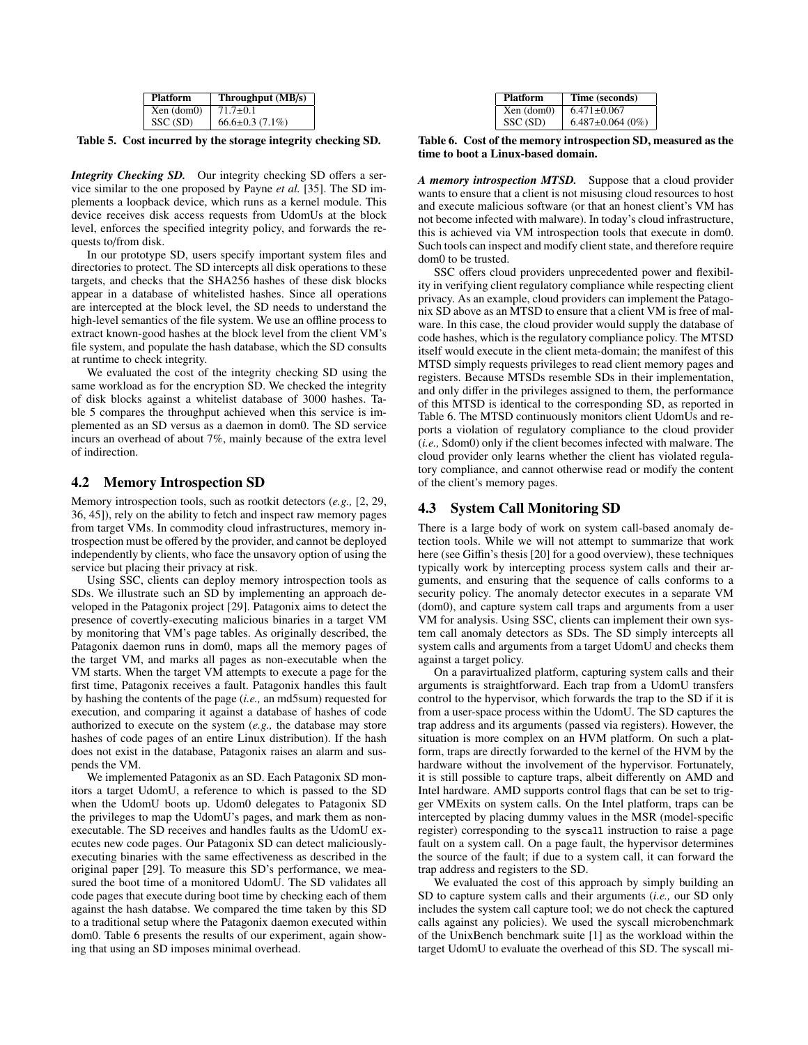| Platform | Throughput (MB/s) |
|---|---|
| Xen (dom0) | 71.7±0.1 |
| SSC (SD) | 66.6±0.3 (7.1%) |

**Table 5. Cost incurred by the storage integrity checking SD.**

***Integrity Checking SD.*** Our integrity checking SD offers a service similar to the one proposed by Payne *et al.* [35]. The SD implements a loopback device, which runs as a kernel module. This device receives disk access requests from UdomUs at the block level, enforces the specified integrity policy, and forwards the requests to/from disk.

In our prototype SD, users specify important system files and directories to protect. The SD intercepts all disk operations to these targets, and checks that the SHA256 hashes of these disk blocks appear in a database of whitelisted hashes. Since all operations are intercepted at the block level, the SD needs to understand the high-level semantics of the file system. We use an offline process to extract known-good hashes at the block level from the client VM's file system, and populate the hash database, which the SD consults at runtime to check integrity.

We evaluated the cost of the integrity checking SD using the same workload as for the encryption SD. We checked the integrity of disk blocks against a whitelist database of 3000 hashes. Table 5 compares the throughput achieved when this service is implemented as an SD versus as a daemon in dom0. The SD service incurs an overhead of about 7%, mainly because of the extra level of indirection.

## 4.2 Memory Introspection SD

Memory introspection tools, such as rootkit detectors (*e.g.,* [2, 29, 36, 45]), rely on the ability to fetch and inspect raw memory pages from target VMs. In commodity cloud infrastructures, memory introspection must be offered by the provider, and cannot be deployed independently by clients, who face the unsavory option of using the service but placing their privacy at risk.

Using SSC, clients can deploy memory introspection tools as SDs. We illustrate such an SD by implementing an approach developed in the Patagonix project [29]. Patagonix aims to detect the presence of covertly-executing malicious binaries in a target VM by monitoring that VM's page tables. As originally described, the Patagonix daemon runs in dom0, maps all the memory pages of the target VM, and marks all pages as non-executable when the VM starts. When the target VM attempts to execute a page for the first time, Patagonix receives a fault. Patagonix handles this fault by hashing the contents of the page (*i.e.,* an md5sum) requested for execution, and comparing it against a database of hashes of code authorized to execute on the system (*e.g.,* the database may store hashes of code pages of an entire Linux distribution). If the hash does not exist in the database, Patagonix raises an alarm and suspends the VM.

We implemented Patagonix as an SD. Each Patagonix SD monitors a target UdomU, a reference to which is passed to the SD when the UdomU boots up. Udom0 delegates to Patagonix SD the privileges to map the UdomU's pages, and mark them as non-executable. The SD receives and handles faults as the UdomU executes new code pages. Our Patagonix SD can detect maliciously-executing binaries with the same effectiveness as described in the original paper [29]. To measure this SD's performance, we measured the boot time of a monitored UdomU. The SD validates all code pages that execute during boot time by checking each of them against the hash databse. We compared the time taken by this SD to a traditional setup where the Patagonix daemon executed within dom0. Table 6 presents the results of our experiment, again showing that using an SD imposes minimal overhead.

| Platform | Time (seconds) |
|---|---|
| Xen (dom0) | 6.471±0.067 |
| SSC (SD) | 6.487±0.064 (0%) |

**Table 6. Cost of the memory introspection SD, measured as the time to boot a Linux-based domain.**

***A memory introspection MTSD.*** Suppose that a cloud provider wants to ensure that a client is not misusing cloud resources to host and execute malicious software (or that an honest client's VM has not become infected with malware). In today's cloud infrastructure, this is achieved via VM introspection tools that execute in dom0. Such tools can inspect and modify client state, and therefore require dom0 to be trusted.

SSC offers cloud providers unprecedented power and flexibility in verifying client regulatory compliance while respecting client privacy. As an example, cloud providers can implement the Patagonix SD above as an MTSD to ensure that a client VM is free of malware. In this case, the cloud provider would supply the database of code hashes, which is the regulatory compliance policy. The MTSD itself would execute in the client meta-domain; the manifest of this MTSD simply requests privileges to read client memory pages and registers. Because MTSDs resemble SDs in their implementation, and only differ in the privileges assigned to them, the performance of this MTSD is identical to the corresponding SD, as reported in Table 6. The MTSD continuously monitors client UdomUs and reports a violation of regulatory compliance to the cloud provider (*i.e.,* Sdom0) only if the client becomes infected with malware. The cloud provider only learns whether the client has violated regulatory compliance, and cannot otherwise read or modify the content of the client's memory pages.

## 4.3 System Call Monitoring SD

There is a large body of work on system call-based anomaly detection tools. While we will not attempt to summarize that work here (see Giffin's thesis [20] for a good overview), these techniques typically work by intercepting process system calls and their arguments, and ensuring that the sequence of calls conforms to a security policy. The anomaly detector executes in a separate VM (dom0), and capture system call traps and arguments from a user VM for analysis. Using SSC, clients can implement their own system call anomaly detectors as SDs. The SD simply intercepts all system calls and arguments from a target UdomU and checks them against a target policy.

On a paravirtualized platform, capturing system calls and their arguments is straightforward. Each trap from a UdomU transfers control to the hypervisor, which forwards the trap to the SD if it is from a user-space process within the UdomU. The SD captures the trap address and its arguments (passed via registers). However, the situation is more complex on an HVM platform. On such a platform, traps are directly forwarded to the kernel of the HVM by the hardware without the involvement of the hypervisor. Fortunately, it is still possible to capture traps, albeit differently on AMD and Intel hardware. AMD supports control flags that can be set to trigger VMExits on system calls. On the Intel platform, traps can be intercepted by placing dummy values in the MSR (model-specific register) corresponding to the `syscall` instruction to raise a page fault on a system call. On a page fault, the hypervisor determines the source of the fault; if due to a system call, it can forward the trap address and registers to the SD.

We evaluated the cost of this approach by simply building an SD to capture system calls and their arguments (*i.e.,* our SD only includes the system call capture tool; we do not check the captured calls against any policies). We used the syscall microbenchmark of the UnixBench benchmark suite [1] as the workload within the target UdomU to evaluate the overhead of this SD. The syscall mi-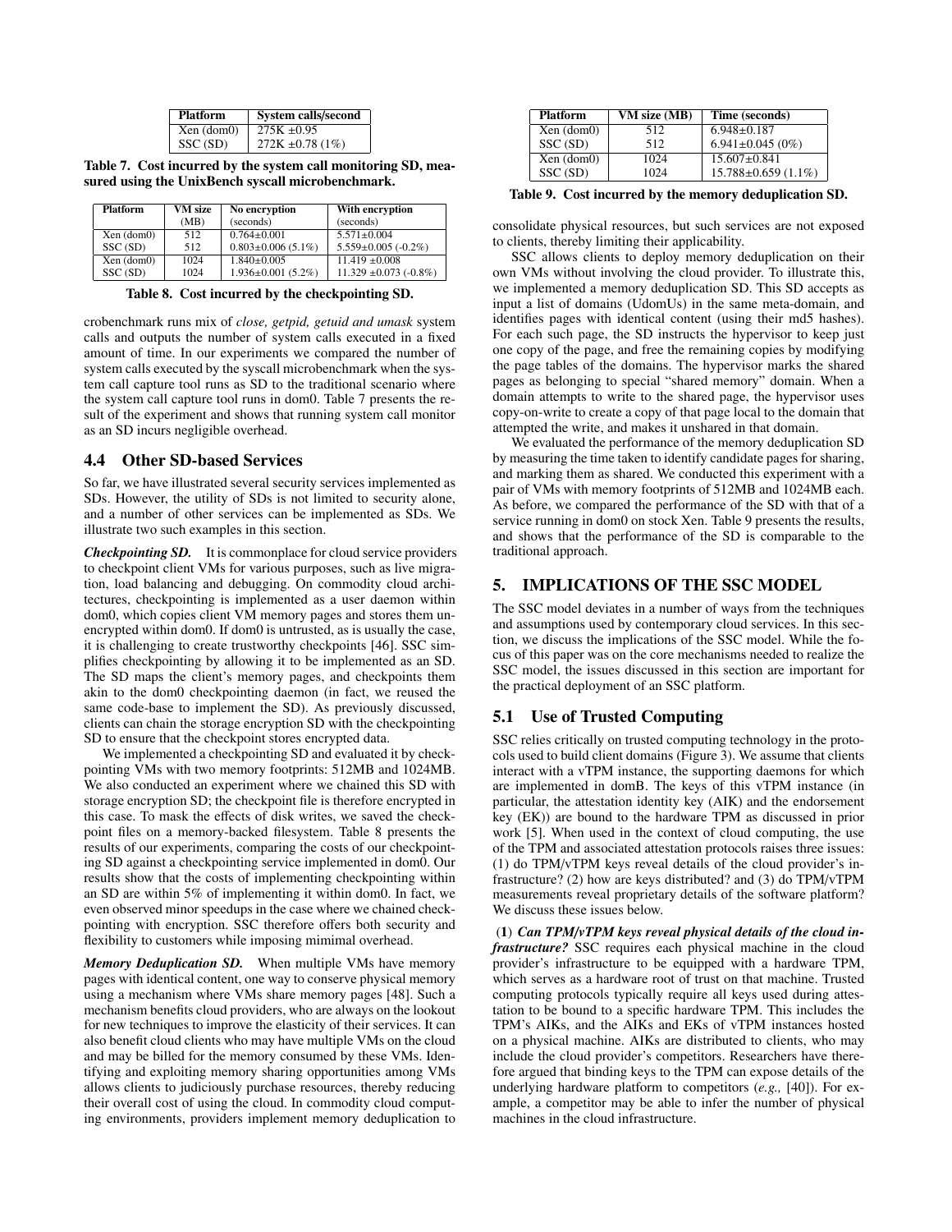| Platform | System calls/second |
|---|---|
| Xen (dom0) | 275K ±0.95 |
| SSC (SD) | 272K ±0.78 (1%) |

**Table 7. Cost incurred by the system call monitoring SD, measured using the UnixBench syscall microbenchmark.**

| Platform | VM size (MB) | No encryption (seconds) | With encryption (seconds) |
|---|---|---|---|
| Xen (dom0) | 512 | 0.764±0.001 | 5.571±0.004 |
| SSC (SD) | 512 | 0.803±0.006 (5.1%) | 5.559±0.005 (-0.2%) |
| Xen (dom0) | 1024 | 1.840±0.005 | 11.419 ±0.008 |
| SSC (SD) | 1024 | 1.936±0.001 (5.2%) | 11.329 ±0.073 (-0.8%) |

**Table 8. Cost incurred by the checkpointing SD.**

crobenchmark runs mix of *close, getpid, getuid and umask* system calls and outputs the number of system calls executed in a fixed amount of time. In our experiments we compared the number of system calls executed by the syscall microbenchmark when the system call capture tool runs as SD to the traditional scenario where the system call capture tool runs in dom0. Table 7 presents the result of the experiment and shows that running system call monitor as an SD incurs negligible overhead.

## 4.4 Other SD-based Services

So far, we have illustrated several security services implemented as SDs. However, the utility of SDs is not limited to security alone, and a number of other services can be implemented as SDs. We illustrate two such examples in this section.

***Checkpointing SD.*** It is commonplace for cloud service providers to checkpoint client VMs for various purposes, such as live migration, load balancing and debugging. On commodity cloud architectures, checkpointing is implemented as a user daemon within dom0, which copies client VM memory pages and stores them unencrypted within dom0. If dom0 is untrusted, as is usually the case, it is challenging to create trustworthy checkpoints [46]. SSC simplifies checkpointing by allowing it to be implemented as an SD. The SD maps the client's memory pages, and checkpoints them akin to the dom0 checkpointing daemon (in fact, we reused the same code-base to implement the SD). As previously discussed, clients can chain the storage encryption SD with the checkpointing SD to ensure that the checkpoint stores encrypted data.

We implemented a checkpointing SD and evaluated it by checkpointing VMs with two memory footprints: 512MB and 1024MB. We also conducted an experiment where we chained this SD with storage encryption SD; the checkpoint file is therefore encrypted in this case. To mask the effects of disk writes, we saved the checkpoint files on a memory-backed filesystem. Table 8 presents the results of our experiments, comparing the costs of our checkpointing SD against a checkpointing service implemented in dom0. Our results show that the costs of implementing checkpointing within an SD are within 5% of implementing it within dom0. In fact, we even observed minor speedups in the case where we chained checkpointing with encryption. SSC therefore offers both security and flexibility to customers while imposing mimimal overhead.

***Memory Deduplication SD.*** When multiple VMs have memory pages with identical content, one way to conserve physical memory using a mechanism where VMs share memory pages [48]. Such a mechanism benefits cloud providers, who are always on the lookout for new techniques to improve the elasticity of their services. It can also benefit cloud clients who may have multiple VMs on the cloud and may be billed for the memory consumed by these VMs. Identifying and exploiting memory sharing opportunities among VMs allows clients to judiciously purchase resources, thereby reducing their overall cost of using the cloud. In commodity cloud computing environments, providers implement memory deduplication to consolidate physical resources, but such services are not exposed to clients, thereby limiting their applicability.

| Platform | VM size (MB) | Time (seconds) |
|---|---|---|
| Xen (dom0) | 512 | 6.948±0.187 |
| SSC (SD) | 512 | 6.941±0.045 (0%) |
| Xen (dom0) | 1024 | 15.607±0.841 |
| SSC (SD) | 1024 | 15.788±0.659 (1.1%) |

**Table 9. Cost incurred by the memory deduplication SD.**

SSC allows clients to deploy memory deduplication on their own VMs without involving the cloud provider. To illustrate this, we implemented a memory deduplication SD. This SD accepts as input a list of domains (UdomUs) in the same meta-domain, and identifies pages with identical content (using their md5 hashes). For each such page, the SD instructs the hypervisor to keep just one copy of the page, and free the remaining copies by modifying the page tables of the domains. The hypervisor marks the shared pages as belonging to special "shared memory" domain. When a domain attempts to write to the shared page, the hypervisor uses copy-on-write to create a copy of that page local to the domain that attempted the write, and makes it unshared in that domain.

We evaluated the performance of the memory deduplication SD by measuring the time taken to identify candidate pages for sharing, and marking them as shared. We conducted this experiment with a pair of VMs with memory footprints of 512MB and 1024MB each. As before, we compared the performance of the SD with that of a service running in dom0 on stock Xen. Table 9 presents the results, and shows that the performance of the SD is comparable to the traditional approach.

# 5. IMPLICATIONS OF THE SSC MODEL

The SSC model deviates in a number of ways from the techniques and assumptions used by contemporary cloud services. In this section, we discuss the implications of the SSC model. While the focus of this paper was on the core mechanisms needed to realize the SSC model, the issues discussed in this section are important for the practical deployment of an SSC platform.

## 5.1 Use of Trusted Computing

SSC relies critically on trusted computing technology in the protocols used to build client domains (Figure 3). We assume that clients interact with a vTPM instance, the supporting daemons for which are implemented in domB. The keys of this vTPM instance (in particular, the attestation identity key (AIK) and the endorsement key (EK)) are bound to the hardware TPM as discussed in prior work [5]. When used in the context of cloud computing, the use of the TPM and associated attestation protocols raises three issues: (1) do TPM/vTPM keys reveal details of the cloud provider's infrastructure? (2) how are keys distributed? and (3) do TPM/vTPM measurements reveal proprietary details of the software platform? We discuss these issues below.

**(1)** ***Can TPM/vTPM keys reveal physical details of the cloud infrastructure?*** SSC requires each physical machine in the cloud provider's infrastructure to be equipped with a hardware TPM, which serves as a hardware root of trust on that machine. Trusted computing protocols typically require all keys used during attestation to be bound to a specific hardware TPM. This includes the TPM's AIKs, and the AIKs and EKs of vTPM instances hosted on a physical machine. AIKs are distributed to clients, who may include the cloud provider's competitors. Researchers have therefore argued that binding keys to the TPM can expose details of the underlying hardware platform to competitors (*e.g.,* [40]). For example, a competitor may be able to infer the number of physical machines in the cloud infrastructure.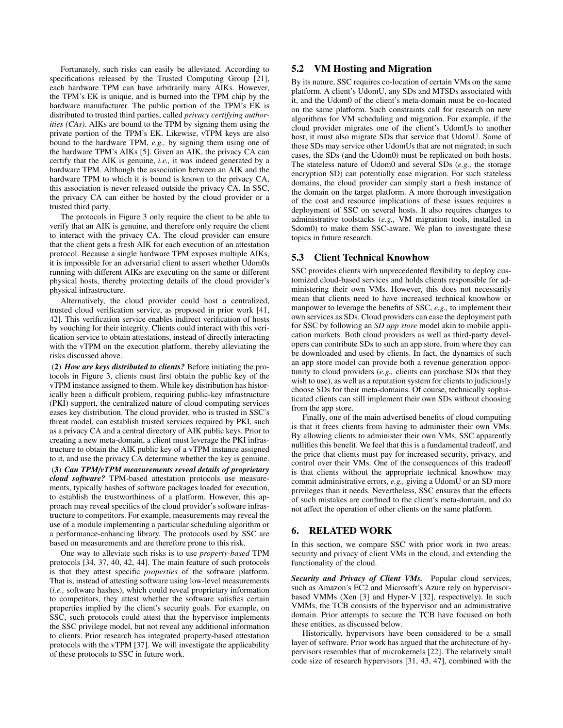Fortunately, such risks can easily be alleviated. According to specifications released by the Trusted Computing Group [21], each hardware TPM can have arbitrarily many AIKs. However, the TPM's EK is unique, and is burned into the TPM chip by the hardware manufacturer. The public portion of the TPM's EK is distributed to trusted third parties, called *privacy certifying authorities (CAs)*. AIKs are bound to the TPM by signing them using the private portion of the TPM's EK. Likewise, vTPM keys are also bound to the hardware TPM, *e.g.,* by signing them using one of the hardware TPM's AIKs [5]. Given an AIK, the privacy CA can certify that the AIK is genuine, *i.e.,* it was indeed generated by a hardware TPM. Although the association between an AIK and the hardware TPM to which it is bound is known to the privacy CA, this association is never released outside the privacy CA. In SSC, the privacy CA can either be hosted by the cloud provider or a trusted third party.

The protocols in Figure 3 only require the client to be able to verify that an AIK is genuine, and therefore only require the client to interact with the privacy CA. The cloud provider can ensure that the client gets a fresh AIK for each execution of an attestation protocol. Because a single hardware TPM exposes multiple AIKs, it is impossible for an adversarial client to assert whether Udom0s running with different AIKs are executing on the same or different physical hosts, thereby protecting details of the cloud provider's physical infrastructure.

Alternatively, the cloud provider could host a centralized, trusted cloud verification service, as proposed in prior work [41, 42]. This verification service enables indirect verification of hosts by vouching for their integrity. Clients could interact with this verification service to obtain attestations, instead of directly interacting with the vTPM on the execution platform, thereby alleviating the risks discussed above.

(**2**) ***How are keys distributed to clients?*** Before initiating the protocols in Figure 3, clients must first obtain the public key of the vTPM instance assigned to them. While key distribution has historically been a difficult problem, requiring public-key infrastructure (PKI) support, the centralized nature of cloud computing services eases key distribution. The cloud provider, who is trusted in SSC's threat model, can establish trusted services required by PKI, such as a privacy CA and a central directory of AIK public keys. Prior to creating a new meta-domain, a client must leverage the PKI infrastructure to obtain the AIK public key of a vTPM instance assigned to it, and use the privacy CA determine whether the key is genuine.

(**3**) ***Can TPM/vTPM measurements reveal details of proprietary cloud software?*** TPM-based attestation protocols use measurements, typically hashes of software packages loaded for execution, to establish the trustworthiness of a platform. However, this approach may reveal specifics of the cloud provider's software infrastructure to competitors. For example, measurements may reveal the use of a module implementing a particular scheduling algorithm or a performance-enhancing library. The protocols used by SSC are based on measurements and are therefore prone to this risk.

One way to alleviate such risks is to use *property-based* TPM protocols [34, 37, 40, 42, 44]. The main feature of such protocols is that they attest specific *properties* of the software platform. That is, instead of attesting software using low-level measurements (*i.e.,* software hashes), which could reveal proprietary information to competitors, they attest whether the software satisfies certain properties implied by the client's security goals. For example, on SSC, such protocols could attest that the hypervisor implements the SSC privilege model, but not reveal any additional information to clients. Prior research has integrated property-based attestation protocols with the vTPM [37]. We will investigate the applicability of these protocols to SSC in future work.

## 5.2 VM Hosting and Migration

By its nature, SSC requires co-location of certain VMs on the same platform. A client's UdomU, any SDs and MTSDs associated with it, and the Udom0 of the client's meta-domain must be co-located on the same platform. Such constraints call for research on new algorithms for VM scheduling and migration. For example, if the cloud provider migrates one of the client's UdomUs to another host, it must also migrate SDs that service that UdomU. Some of these SDs may service other UdomUs that are not migrated; in such cases, the SDs (and the Udom0) must be replicated on both hosts. The stateless nature of Udom0 and several SDs (*e.g.,* the storage encryption SD) can potentially ease migration. For such stateless domains, the cloud provider can simply start a fresh instance of the domain on the target platform. A more thorough investigation of the cost and resource implications of these issues requires a deployment of SSC on several hosts. It also requires changes to administrative toolstacks (*e.g.,* VM migration tools, installed in Sdom0) to make them SSC-aware. We plan to investigate these topics in future research.

## 5.3 Client Technical Knowhow

SSC provides clients with unprecedented flexibility to deploy customized cloud-based services and holds clients responsible for administering their own VMs. However, this does not necessarily mean that clients need to have increased technical knowhow or manpower to leverage the benefits of SSC, *e.g.,* to implement their own services as SDs. Cloud providers can ease the deployment path for SSC by following an *SD app store* model akin to mobile application markets. Both cloud providers as well as third-party developers can contribute SDs to such an app store, from where they can be downloaded and used by clients. In fact, the dynamics of such an app store model can provide both a revenue generation opportunity to cloud providers (*e.g.,* clients can purchase SDs that they wish to use), as well as a reputation system for clients to judiciously choose SDs for their meta-domains. Of course, technically sophisticated clients can still implement their own SDs without choosing from the app store.

Finally, one of the main advertised benefits of cloud computing is that it frees clients from having to administer their own VMs. By allowing clients to administer their own VMs, SSC apparently nullifies this benefit. We feel that this is a fundamental tradeoff, and the price that clients must pay for increased security, privacy, and control over their VMs. One of the consequences of this tradeoff is that clients without the appropriate technical knowhow may commit administrative errors, *e.g.,* giving a UdomU or an SD more privileges than it needs. Nevertheless, SSC ensures that the effects of such mistakes are confined to the client's meta-domain, and do not affect the operation of other clients on the same platform.

# 6. RELATED WORK

In this section, we compare SSC with prior work in two areas: security and privacy of client VMs in the cloud, and extending the functionality of the cloud.

***Security and Privacy of Client VMs.*** Popular cloud services, such as Amazon's EC2 and Microsoft's Azure rely on hypervisor-based VMMs (Xen [3] and Hyper-V [32], respectively). In such VMMs, the TCB consists of the hypervisor and an administrative domain. Prior attempts to secure the TCB have focused on both these entities, as discussed below.

Historically, hypervisors have been considered to be a small layer of software. Prior work has argued that the architecture of hypervisors resembles that of microkernels [22]. The relatively small code size of research hypervisors [31, 43, 47], combined with the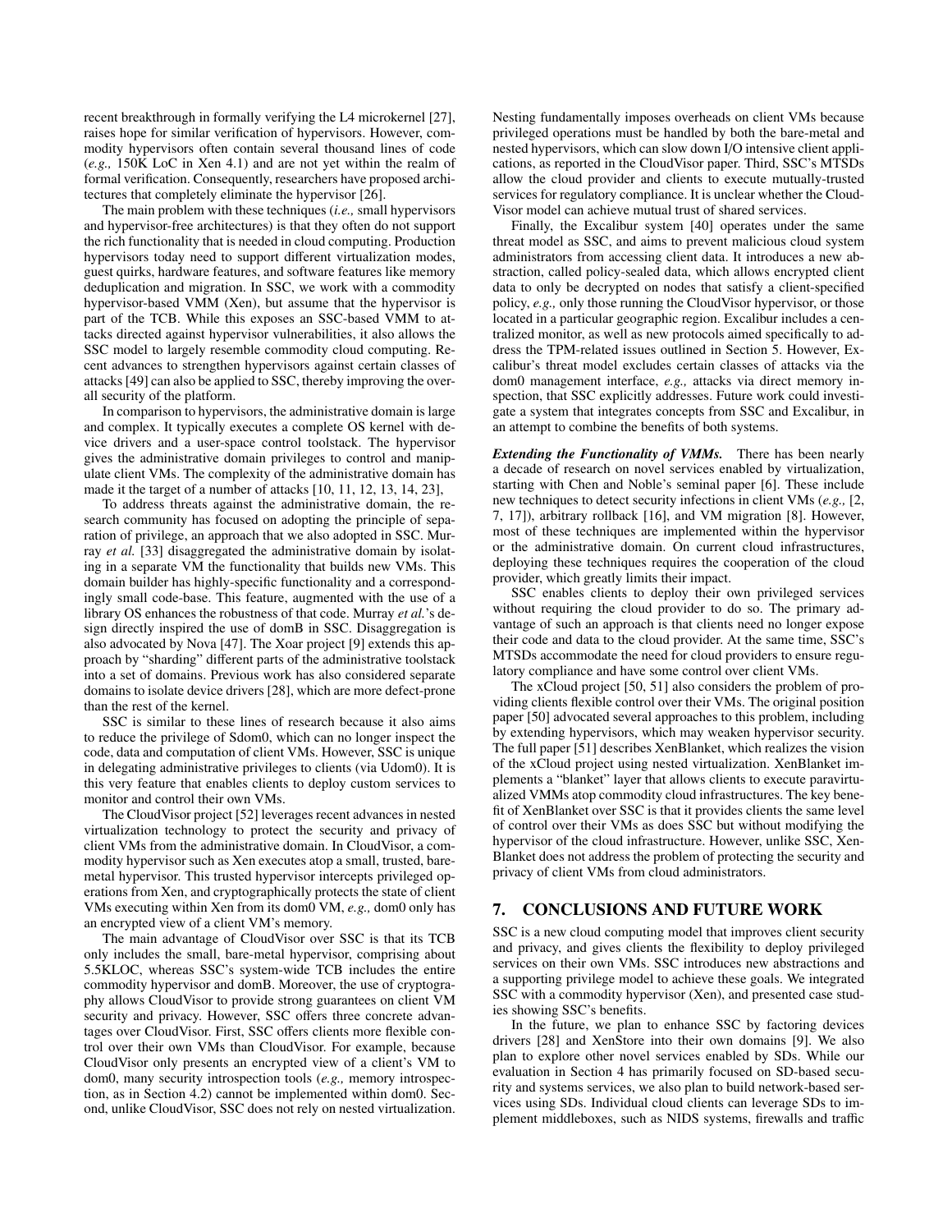recent breakthrough in formally verifying the L4 microkernel [27], raises hope for similar verification of hypervisors. However, commodity hypervisors often contain several thousand lines of code (*e.g.,* 150K LoC in Xen 4.1) and are not yet within the realm of formal verification. Consequently, researchers have proposed architectures that completely eliminate the hypervisor [26].

The main problem with these techniques (*i.e.,* small hypervisors and hypervisor-free architectures) is that they often do not support the rich functionality that is needed in cloud computing. Production hypervisors today need to support different virtualization modes, guest quirks, hardware features, and software features like memory deduplication and migration. In SSC, we work with a commodity hypervisor-based VMM (Xen), but assume that the hypervisor is part of the TCB. While this exposes an SSC-based VMM to attacks directed against hypervisor vulnerabilities, it also allows the SSC model to largely resemble commodity cloud computing. Recent advances to strengthen hypervisors against certain classes of attacks [49] can also be applied to SSC, thereby improving the overall security of the platform.

In comparison to hypervisors, the administrative domain is large and complex. It typically executes a complete OS kernel with device drivers and a user-space control toolstack. The hypervisor gives the administrative domain privileges to control and manipulate client VMs. The complexity of the administrative domain has made it the target of a number of attacks [10, 11, 12, 13, 14, 23],

To address threats against the administrative domain, the research community has focused on adopting the principle of separation of privilege, an approach that we also adopted in SSC. Murray *et al.* [33] disaggregated the administrative domain by isolating in a separate VM the functionality that builds new VMs. This domain builder has highly-specific functionality and a correspondingly small code-base. This feature, augmented with the use of a library OS enhances the robustness of that code. Murray *et al.*'s design directly inspired the use of domB in SSC. Disaggregation is also advocated by Nova [47]. The Xoar project [9] extends this approach by "sharding" different parts of the administrative toolstack into a set of domains. Previous work has also considered separate domains to isolate device drivers [28], which are more defect-prone than the rest of the kernel.

SSC is similar to these lines of research because it also aims to reduce the privilege of Sdom0, which can no longer inspect the code, data and computation of client VMs. However, SSC is unique in delegating administrative privileges to clients (via Udom0). It is this very feature that enables clients to deploy custom services to monitor and control their own VMs.

The CloudVisor project [52] leverages recent advances in nested virtualization technology to protect the security and privacy of client VMs from the administrative domain. In CloudVisor, a commodity hypervisor such as Xen executes atop a small, trusted, bare-metal hypervisor. This trusted hypervisor intercepts privileged operations from Xen, and cryptographically protects the state of client VMs executing within Xen from its dom0 VM, *e.g.,* dom0 only has an encrypted view of a client VM's memory.

The main advantage of CloudVisor over SSC is that its TCB only includes the small, bare-metal hypervisor, comprising about 5.5KLOC, whereas SSC's system-wide TCB includes the entire commodity hypervisor and domB. Moreover, the use of cryptography allows CloudVisor to provide strong guarantees on client VM security and privacy. However, SSC offers three concrete advantages over CloudVisor. First, SSC offers clients more flexible control over their own VMs than CloudVisor. For example, because CloudVisor only presents an encrypted view of a client's VM to dom0, many security introspection tools (*e.g.,* memory introspection, as in Section 4.2) cannot be implemented within dom0. Second, unlike CloudVisor, SSC does not rely on nested virtualization. Nesting fundamentally imposes overheads on client VMs because privileged operations must be handled by both the bare-metal and nested hypervisors, which can slow down I/O intensive client applications, as reported in the CloudVisor paper. Third, SSC's MTSDs allow the cloud provider and clients to execute mutually-trusted services for regulatory compliance. It is unclear whether the CloudVisor model can achieve mutual trust of shared services.

Finally, the Excalibur system [40] operates under the same threat model as SSC, and aims to prevent malicious cloud system administrators from accessing client data. It introduces a new abstraction, called policy-sealed data, which allows encrypted client data to only be decrypted on nodes that satisfy a client-specified policy, *e.g.,* only those running the CloudVisor hypervisor, or those located in a particular geographic region. Excalibur includes a centralized monitor, as well as new protocols aimed specifically to address the TPM-related issues outlined in Section 5. However, Excalibur's threat model excludes certain classes of attacks via the dom0 management interface, *e.g.,* attacks via direct memory inspection, that SSC explicitly addresses. Future work could investigate a system that integrates concepts from SSC and Excalibur, in an attempt to combine the benefits of both systems.

***Extending the Functionality of VMMs.*** There has been nearly a decade of research on novel services enabled by virtualization, starting with Chen and Noble's seminal paper [6]. These include new techniques to detect security infections in client VMs (*e.g.,* [2, 7, 17]), arbitrary rollback [16], and VM migration [8]. However, most of these techniques are implemented within the hypervisor or the administrative domain. On current cloud infrastructures, deploying these techniques requires the cooperation of the cloud provider, which greatly limits their impact.

SSC enables clients to deploy their own privileged services without requiring the cloud provider to do so. The primary advantage of such an approach is that clients need no longer expose their code and data to the cloud provider. At the same time, SSC's MTSDs accommodate the need for cloud providers to ensure regulatory compliance and have some control over client VMs.

The xCloud project [50, 51] also considers the problem of providing clients flexible control over their VMs. The original position paper [50] advocated several approaches to this problem, including by extending hypervisors, which may weaken hypervisor security. The full paper [51] describes XenBlanket, which realizes the vision of the xCloud project using nested virtualization. XenBlanket implements a "blanket" layer that allows clients to execute paravirtualized VMMs atop commodity cloud infrastructures. The key benefit of XenBlanket over SSC is that it provides clients the same level of control over their VMs as does SSC but without modifying the hypervisor of the cloud infrastructure. However, unlike SSC, XenBlanket does not address the problem of protecting the security and privacy of client VMs from cloud administrators.

## 7. CONCLUSIONS AND FUTURE WORK

SSC is a new cloud computing model that improves client security and privacy, and gives clients the flexibility to deploy privileged services on their own VMs. SSC introduces new abstractions and a supporting privilege model to achieve these goals. We integrated SSC with a commodity hypervisor (Xen), and presented case studies showing SSC's benefits.

In the future, we plan to enhance SSC by factoring devices drivers [28] and XenStore into their own domains [9]. We also plan to explore other novel services enabled by SDs. While our evaluation in Section 4 has primarily focused on SD-based security and systems services, we also plan to build network-based services using SDs. Individual cloud clients can leverage SDs to implement middleboxes, such as NIDS systems, firewalls and traffic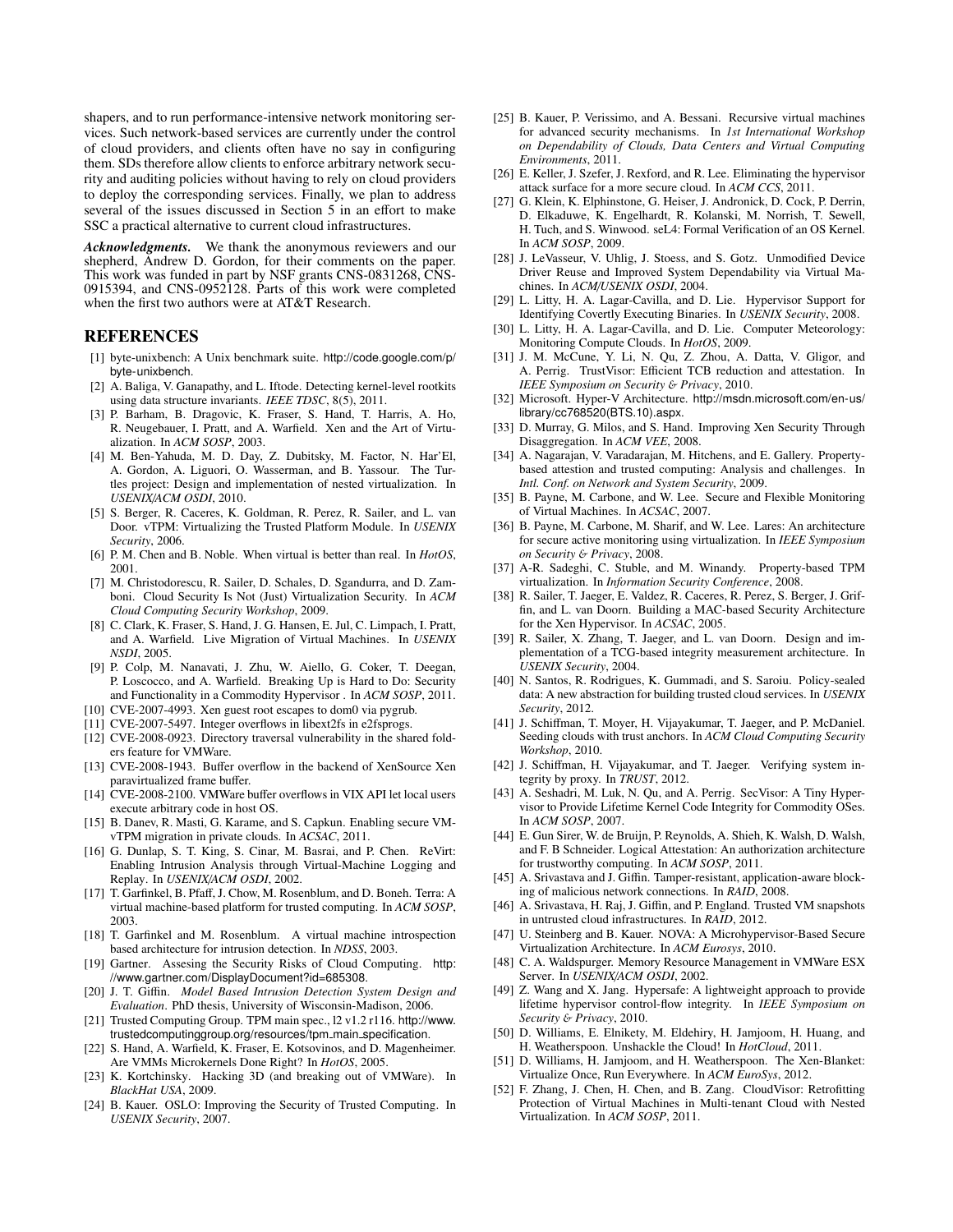shapers, and to run performance-intensive network monitoring services. Such network-based services are currently under the control of cloud providers, and clients often have no say in configuring them. SDs therefore allow clients to enforce arbitrary network security and auditing policies without having to rely on cloud providers to deploy the corresponding services. Finally, we plan to address several of the issues discussed in Section 5 in an effort to make SSC a practical alternative to current cloud infrastructures.

***Acknowledgments.*** We thank the anonymous reviewers and our shepherd, Andrew D. Gordon, for their comments on the paper. This work was funded in part by NSF grants CNS-0831268, CNS-0915394, and CNS-0952128. Parts of this work were completed when the first two authors were at AT&T Research.

## REFERENCES

- [1] byte-unixbench: A Unix benchmark suite. http://code.google.com/p/byte-unixbench.
- [2] A. Baliga, V. Ganapathy, and L. Iftode. Detecting kernel-level rootkits using data structure invariants. *IEEE TDSC*, 8(5), 2011.
- [3] P. Barham, B. Dragovic, K. Fraser, S. Hand, T. Harris, A. Ho, R. Neugebauer, I. Pratt, and A. Warfield. Xen and the Art of Virtualization. In *ACM SOSP*, 2003.
- [4] M. Ben-Yahuda, M. D. Day, Z. Dubitsky, M. Factor, N. Har'El, A. Gordon, A. Liguori, O. Wasserman, and B. Yassour. The Turtles project: Design and implementation of nested virtualization. In *USENIX/ACM OSDI*, 2010.
- [5] S. Berger, R. Caceres, K. Goldman, R. Perez, R. Sailer, and L. van Door. vTPM: Virtualizing the Trusted Platform Module. In *USENIX Security*, 2006.
- [6] P. M. Chen and B. Noble. When virtual is better than real. In *HotOS*, 2001.
- [7] M. Christodorescu, R. Sailer, D. Schales, D. Sgandurra, and D. Zamboni. Cloud Security Is Not (Just) Virtualization Security. In *ACM Cloud Computing Security Workshop*, 2009.
- [8] C. Clark, K. Fraser, S. Hand, J. G. Hansen, E. Jul, C. Limpach, I. Pratt, and A. Warfield. Live Migration of Virtual Machines. In *USENIX NSDI*, 2005.
- [9] P. Colp, M. Nanavati, J. Zhu, W. Aiello, G. Coker, T. Deegan, P. Loscocco, and A. Warfield. Breaking Up is Hard to Do: Security and Functionality in a Commodity Hypervisor . In *ACM SOSP*, 2011.
- [10] CVE-2007-4993. Xen guest root escapes to dom0 via pygrub.
- [11] CVE-2007-5497. Integer overflows in libext2fs in e2fsprogs.
- [12] CVE-2008-0923. Directory traversal vulnerability in the shared folders feature for VMWare.
- [13] CVE-2008-1943. Buffer overflow in the backend of XenSource Xen paravirtualized frame buffer.
- [14] CVE-2008-2100. VMWare buffer overflows in VIX API let local users execute arbitrary code in host OS.
- [15] B. Danev, R. Masti, G. Karame, and S. Capkun. Enabling secure VM-vTPM migration in private clouds. In *ACSAC*, 2011.
- [16] G. Dunlap, S. T. King, S. Cinar, M. Basrai, and P. Chen. ReVirt: Enabling Intrusion Analysis through Virtual-Machine Logging and Replay. In *USENIX/ACM OSDI*, 2002.
- [17] T. Garfinkel, B. Pfaff, J. Chow, M. Rosenblum, and D. Boneh. Terra: A virtual machine-based platform for trusted computing. In *ACM SOSP*, 2003.
- [18] T. Garfinkel and M. Rosenblum. A virtual machine introspection based architecture for intrusion detection. In *NDSS*, 2003.
- [19] Gartner. Assesing the Security Risks of Cloud Computing. http://www.gartner.com/DisplayDocument?id=685308.
- [20] J. T. Giffin. *Model Based Intrusion Detection System Design and Evaluation*. PhD thesis, University of Wisconsin-Madison, 2006.
- [21] Trusted Computing Group. TPM main spec., l2 v1.2 r116. http://www.trustedcomputinggroup.org/resources/tpm_main_specification.
- [22] S. Hand, A. Warfield, K. Fraser, E. Kotsovinos, and D. Magenheimer. Are VMMs Microkernels Done Right? In *HotOS*, 2005.
- [23] K. Kortchinsky. Hacking 3D (and breaking out of VMWare). In *BlackHat USA*, 2009.
- [24] B. Kauer. OSLO: Improving the Security of Trusted Computing. In *USENIX Security*, 2007.
- [25] B. Kauer, P. Verissimo, and A. Bessani. Recursive virtual machines for advanced security mechanisms. In *1st International Workshop on Dependability of Clouds, Data Centers and Virtual Computing Environments*, 2011.
- [26] E. Keller, J. Szefer, J. Rexford, and R. Lee. Eliminating the hypervisor attack surface for a more secure cloud. In *ACM CCS*, 2011.
- [27] G. Klein, K. Elphinstone, G. Heiser, J. Andronick, D. Cock, P. Derrin, D. Elkaduwe, K. Engelhardt, R. Kolanski, M. Norrish, T. Sewell, H. Tuch, and S. Winwood. seL4: Formal Verification of an OS Kernel. In *ACM SOSP*, 2009.
- [28] J. LeVasseur, V. Uhlig, J. Stoess, and S. Gotz. Unmodified Device Driver Reuse and Improved System Dependability via Virtual Machines. In *ACM/USENIX OSDI*, 2004.
- [29] L. Litty, H. A. Lagar-Cavilla, and D. Lie. Hypervisor Support for Identifying Covertly Executing Binaries. In *USENIX Security*, 2008.
- [30] L. Litty, H. A. Lagar-Cavilla, and D. Lie. Computer Meteorology: Monitoring Compute Clouds. In *HotOS*, 2009.
- [31] J. M. McCune, Y. Li, N. Qu, Z. Zhou, A. Datta, V. Gligor, and A. Perrig. TrustVisor: Efficient TCB reduction and attestation. In *IEEE Symposium on Security & Privacy*, 2010.
- [32] Microsoft. Hyper-V Architecture. http://msdn.microsoft.com/en-us/library/cc768520(BTS.10).aspx.
- [33] D. Murray, G. Milos, and S. Hand. Improving Xen Security Through Disaggregation. In *ACM VEE*, 2008.
- [34] A. Nagarajan, V. Varadarajan, M. Hitchens, and E. Gallery. Property-based attestation and trusted computing: Analysis and challenges. In *Intl. Conf. on Network and System Security*, 2009.
- [35] B. Payne, M. Carbone, and W. Lee. Secure and Flexible Monitoring of Virtual Machines. In *ACSAC*, 2007.
- [36] B. Payne, M. Carbone, M. Sharif, and W. Lee. Lares: An architecture for secure active monitoring using virtualization. In *IEEE Symposium on Security & Privacy*, 2008.
- [37] A-R. Sadeghi, C. Stuble, and M. Winandy. Property-based TPM virtualization. In *Information Security Conference*, 2008.
- [38] R. Sailer, T. Jaeger, E. Valdez, R. Caceres, R. Perez, S. Berger, J. Griffin, and L. van Doorn. Building a MAC-based Security Architecture for the Xen Hypervisor. In *ACSAC*, 2005.
- [39] R. Sailer, X. Zhang, T. Jaeger, and L. van Doorn. Design and implementation of a TCG-based integrity measurement architecture. In *USENIX Security*, 2004.
- [40] N. Santos, R. Rodrigues, K. Gummadi, and S. Saroiu. Policy-sealed data: A new abstraction for building trusted cloud services. In *USENIX Security*, 2012.
- [41] J. Schiffman, T. Moyer, H. Vijayakumar, T. Jaeger, and P. McDaniel. Seeding clouds with trust anchors. In *ACM Cloud Computing Security Workshop*, 2010.
- [42] J. Schiffman, H. Vijayakumar, and T. Jaeger. Verifying system integrity by proxy. In *TRUST*, 2012.
- [43] A. Seshadri, M. Luk, N. Qu, and A. Perrig. SecVisor: A Tiny Hypervisor to Provide Lifetime Kernel Code Integrity for Commodity OSes. In *ACM SOSP*, 2007.
- [44] E. Gun Sirer, W. de Bruijn, P. Reynolds, A. Shieh, K. Walsh, D. Walsh, and F. B Schneider. Logical Attestation: An authorization architecture for trustworthy computing. In *ACM SOSP*, 2011.
- [45] A. Srivastava and J. Giffin. Tamper-resistant, application-aware blocking of malicious network connections. In *RAID*, 2008.
- [46] A. Srivastava, H. Raj, J. Giffin, and P. England. Trusted VM snapshots in untrusted cloud infrastructures. In *RAID*, 2012.
- [47] U. Steinberg and B. Kauer. NOVA: A Microhypervisor-Based Secure Virtualization Architecture. In *ACM Eurosys*, 2010.
- [48] C. A. Waldspurger. Memory Resource Management in VMWare ESX Server. In *USENIX/ACM OSDI*, 2002.
- [49] Z. Wang and X. Jang. Hypersafe: A lightweight approach to provide lifetime hypervisor control-flow integrity. In *IEEE Symposium on Security & Privacy*, 2010.
- [50] D. Williams, E. Elnikety, M. Eldehiry, H. Jamjoom, H. Huang, and H. Weatherspoon. Unshackle the Cloud! In *HotCloud*, 2011.
- [51] D. Williams, H. Jamjoom, and H. Weatherspoon. The Xen-Blanket: Virtualize Once, Run Everywhere. In *ACM EuroSys*, 2012.
- [52] F. Zhang, J. Chen, H. Chen, and B. Zang. CloudVisor: Retrofitting Protection of Virtual Machines in Multi-tenant Cloud with Nested Virtualization. In *ACM SOSP*, 2011.